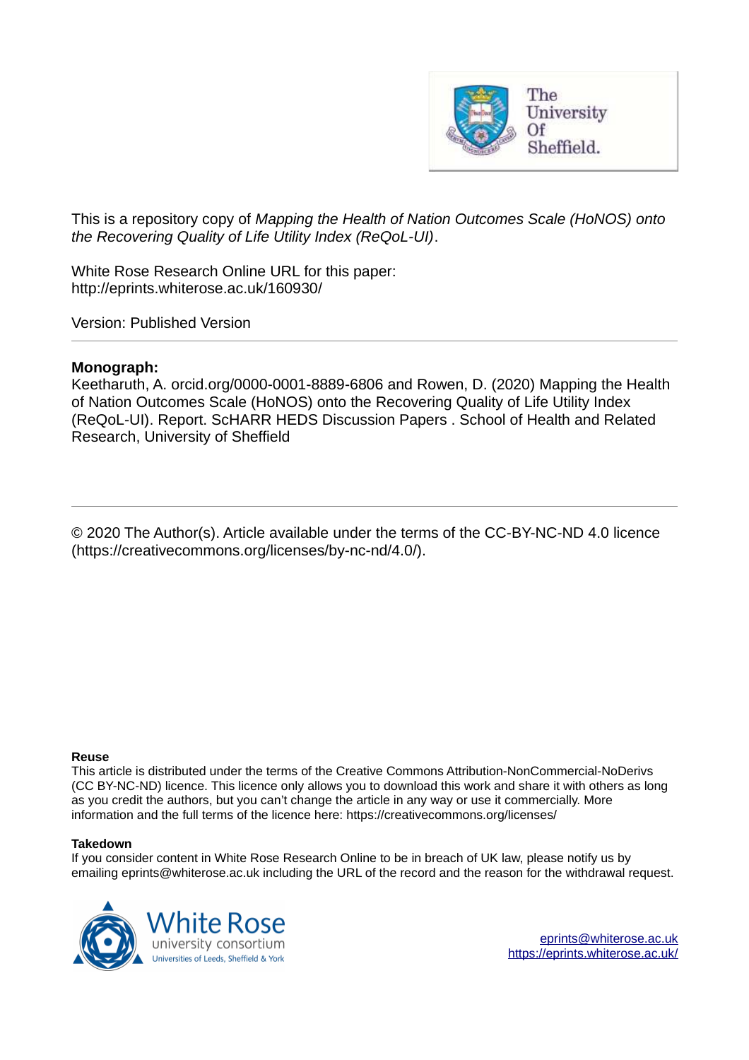This is a repository copy of *Mapping the Health of Nation Outcomes Scale (HoNOS) onto the Recovering Quality of Life Utility Index (ReQoL-UI)*.

White Rose Research Online URL for this paper:
http://eprints.whiterose.ac.uk/160930/

Version: Published Version

---

**Monograph:**
Keetharuth, A. orcid.org/0000-0001-8889-6806 and Rowen, D. (2020) Mapping the Health of Nation Outcomes Scale (HoNOS) onto the Recovering Quality of Life Utility Index (ReQoL-UI). Report. ScHARR HEDS Discussion Papers . School of Health and Related Research, University of Sheffield

---

© 2020 The Author(s). Article available under the terms of the CC-BY-NC-ND 4.0 licence (https://creativecommons.org/licenses/by-nc-nd/4.0/).

**Reuse**
This article is distributed under the terms of the Creative Commons Attribution-NonCommercial-NoDerivs (CC BY-NC-ND) licence. This licence only allows you to download this work and share it with others as long as you credit the authors, but you can't change the article in any way or use it commercially. More information and the full terms of the licence here: https://creativecommons.org/licenses/

**Takedown**
If you consider content in White Rose Research Online to be in breach of UK law, please notify us by emailing eprints@whiterose.ac.uk including the URL of the record and the reason for the withdrawal request.

eprints@whiterose.ac.uk
https://eprints.whiterose.ac.uk/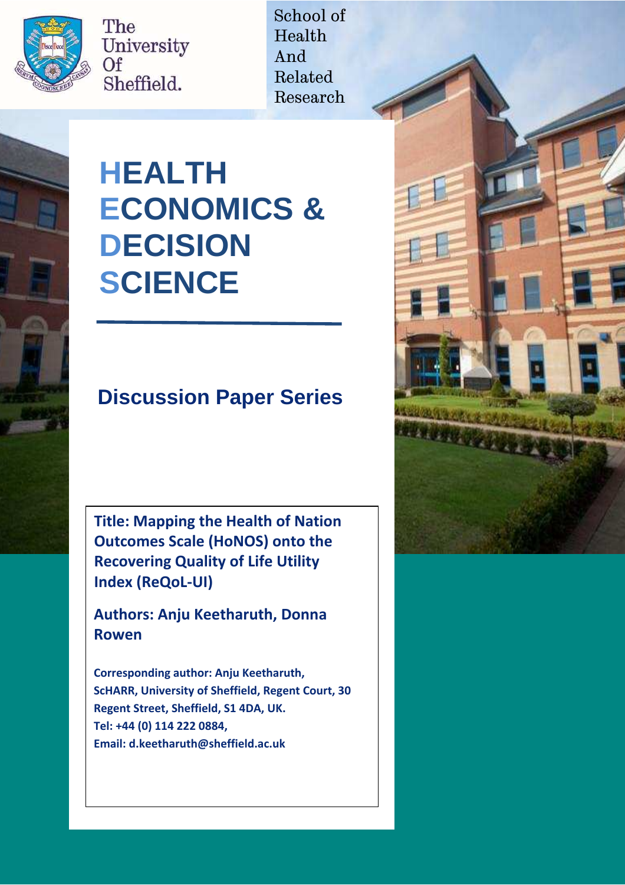The University Of Sheffield.

School of Health And Related Research

# HEALTH ECONOMICS & DECISION SCIENCE

## Discussion Paper Series

**Title: Mapping the Health of Nation Outcomes Scale (HoNOS) onto the Recovering Quality of Life Utility Index (ReQoL-UI)**

**Authors: Anju Keetharuth, Donna Rowen**

**Corresponding author: Anju Keetharuth, ScHARR, University of Sheffield, Regent Court, 30 Regent Street, Sheffield, S1 4DA, UK.**
**Tel: +44 (0) 114 222 0884,**
**Email: d.keetharuth@sheffield.ac.uk**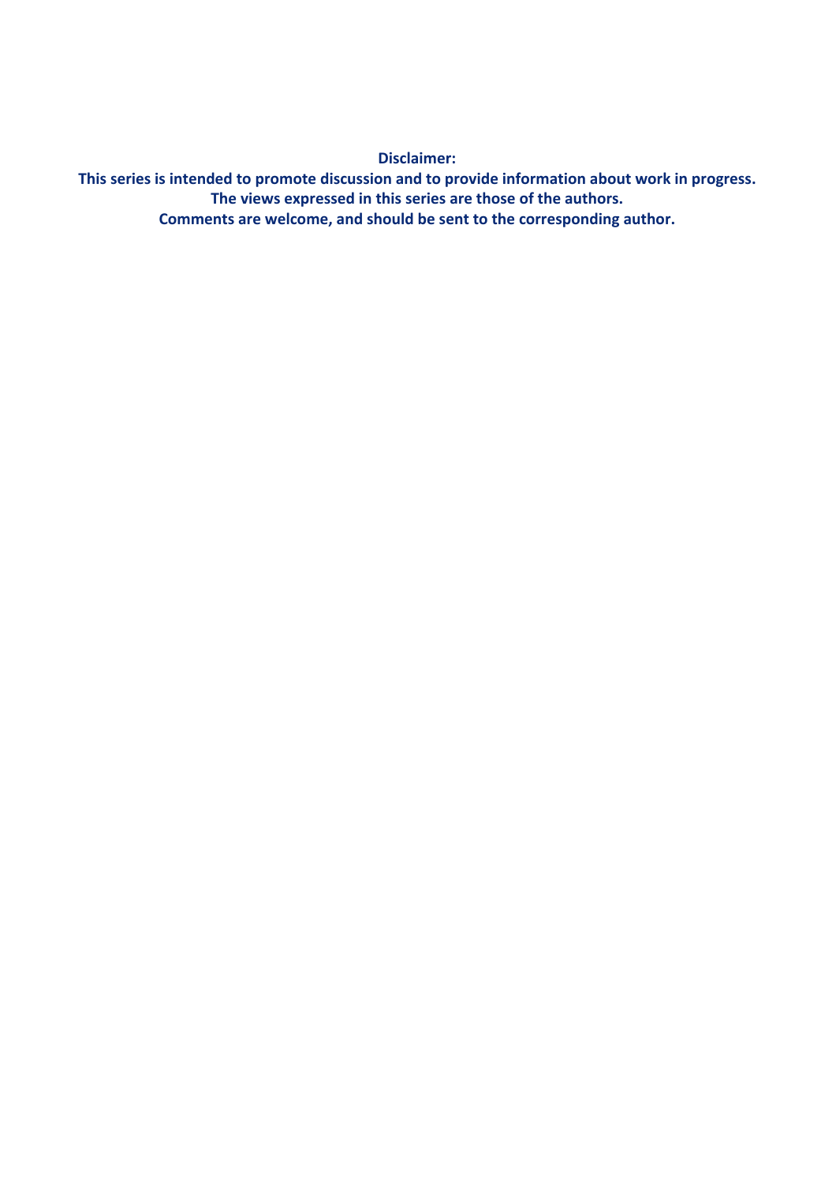**Disclaimer:**

**This series is intended to promote discussion and to provide information about work in progress.**
**The views expressed in this series are those of the authors.**
**Comments are welcome, and should be sent to the corresponding author.**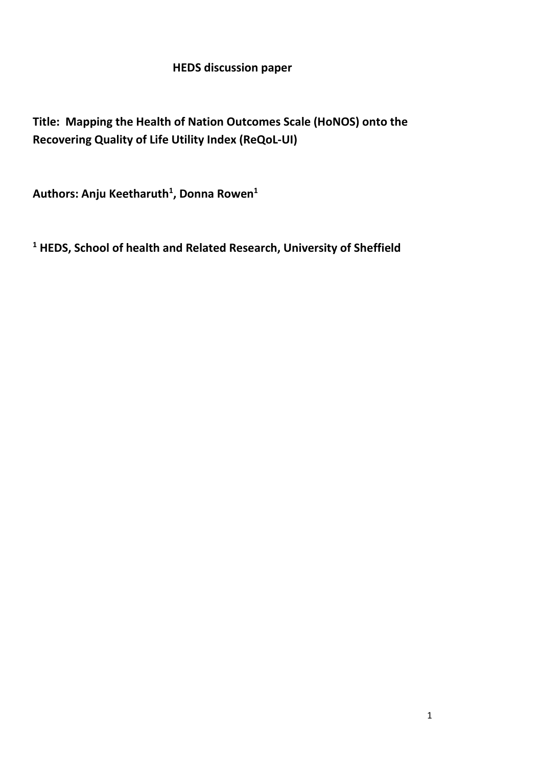**HEDS discussion paper**

**Title: Mapping the Health of Nation Outcomes Scale (HoNOS) onto the Recovering Quality of Life Utility Index (ReQoL-UI)**

**Authors: Anju Keetharuth[1], Donna Rowen[1]**

**[1] HEDS, School of health and Related Research, University of Sheffield**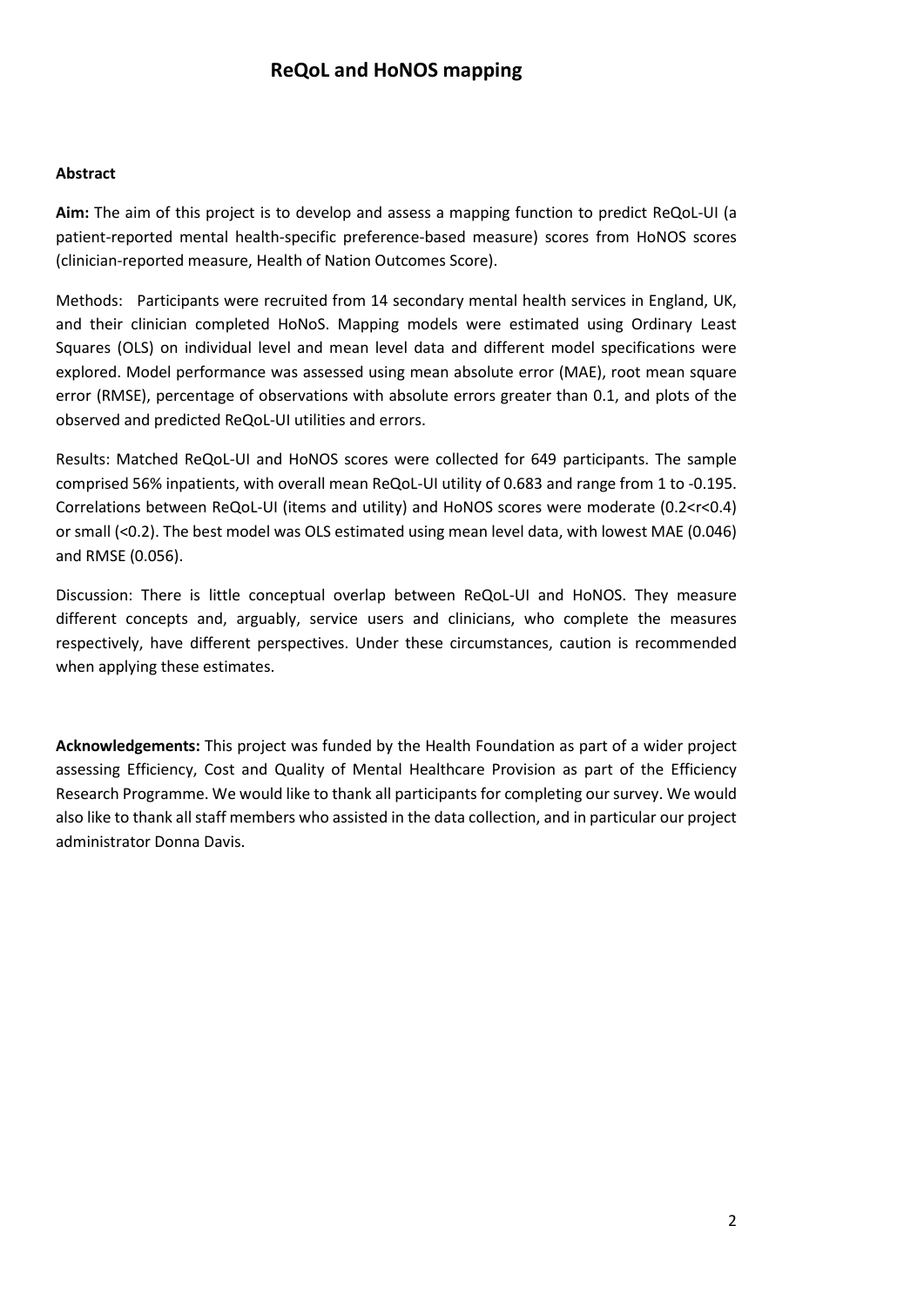# ReQoL and HoNOS mapping

**Abstract**

**Aim:** The aim of this project is to develop and assess a mapping function to predict ReQoL-UI (a patient-reported mental health-specific preference-based measure) scores from HoNOS scores (clinician-reported measure, Health of Nation Outcomes Score).

Methods: Participants were recruited from 14 secondary mental health services in England, UK, and their clinician completed HoNoS. Mapping models were estimated using Ordinary Least Squares (OLS) on individual level and mean level data and different model specifications were explored. Model performance was assessed using mean absolute error (MAE), root mean square error (RMSE), percentage of observations with absolute errors greater than 0.1, and plots of the observed and predicted ReQoL-UI utilities and errors.

Results: Matched ReQoL-UI and HoNOS scores were collected for 649 participants. The sample comprised 56% inpatients, with overall mean ReQoL-UI utility of 0.683 and range from 1 to -0.195. Correlations between ReQoL-UI (items and utility) and HoNOS scores were moderate ($0.2<r<0.4$) or small ($<0.2$). The best model was OLS estimated using mean level data, with lowest MAE (0.046) and RMSE (0.056).

Discussion: There is little conceptual overlap between ReQoL-UI and HoNOS. They measure different concepts and, arguably, service users and clinicians, who complete the measures respectively, have different perspectives. Under these circumstances, caution is recommended when applying these estimates.

**Acknowledgements:** This project was funded by the Health Foundation as part of a wider project assessing Efficiency, Cost and Quality of Mental Healthcare Provision as part of the Efficiency Research Programme. We would like to thank all participants for completing our survey. We would also like to thank all staff members who assisted in the data collection, and in particular our project administrator Donna Davis.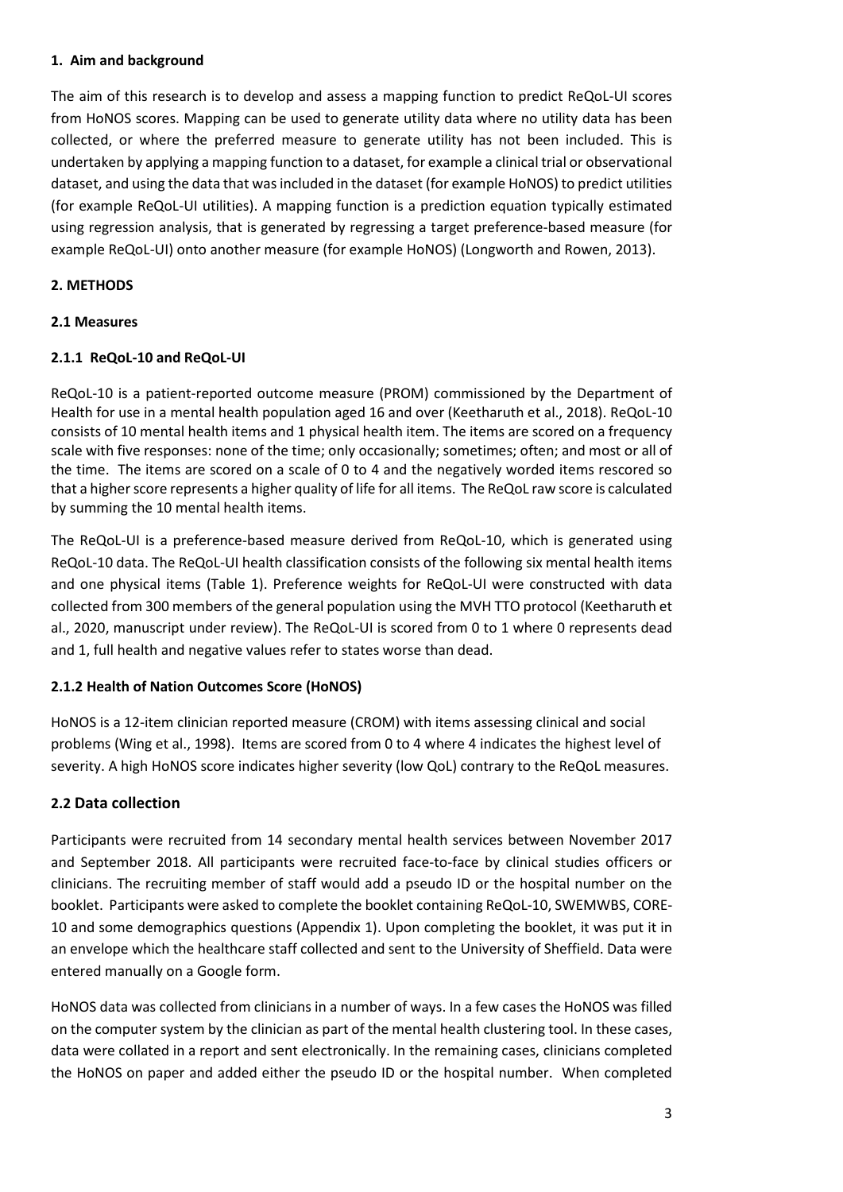**1. Aim and background**

The aim of this research is to develop and assess a mapping function to predict ReQoL-UI scores from HoNOS scores. Mapping can be used to generate utility data where no utility data has been collected, or where the preferred measure to generate utility has not been included. This is undertaken by applying a mapping function to a dataset, for example a clinical trial or observational dataset, and using the data that was included in the dataset (for example HoNOS) to predict utilities (for example ReQoL-UI utilities). A mapping function is a prediction equation typically estimated using regression analysis, that is generated by regressing a target preference-based measure (for example ReQoL-UI) onto another measure (for example HoNOS) (Longworth and Rowen, 2013).

## 2. METHODS

### 2.1 Measures

#### 2.1.1 ReQoL-10 and ReQoL-UI

ReQoL-10 is a patient-reported outcome measure (PROM) commissioned by the Department of Health for use in a mental health population aged 16 and over (Keetharuth et al., 2018). ReQoL-10 consists of 10 mental health items and 1 physical health item. The items are scored on a frequency scale with five responses: none of the time; only occasionally; sometimes; often; and most or all of the time. The items are scored on a scale of 0 to 4 and the negatively worded items rescored so that a higher score represents a higher quality of life for all items. The ReQoL raw score is calculated by summing the 10 mental health items.

The ReQoL-UI is a preference-based measure derived from ReQoL-10, which is generated using ReQoL-10 data. The ReQoL-UI health classification consists of the following six mental health items and one physical items (Table 1). Preference weights for ReQoL-UI were constructed with data collected from 300 members of the general population using the MVH TTO protocol (Keetharuth et al., 2020, manuscript under review). The ReQoL-UI is scored from 0 to 1 where 0 represents dead and 1, full health and negative values refer to states worse than dead.

#### 2.1.2 Health of Nation Outcomes Score (HoNOS)

HoNOS is a 12-item clinician reported measure (CROM) with items assessing clinical and social problems (Wing et al., 1998). Items are scored from 0 to 4 where 4 indicates the highest level of severity. A high HoNOS score indicates higher severity (low QoL) contrary to the ReQoL measures.

### 2.2 Data collection

Participants were recruited from 14 secondary mental health services between November 2017 and September 2018. All participants were recruited face-to-face by clinical studies officers or clinicians. The recruiting member of staff would add a pseudo ID or the hospital number on the booklet. Participants were asked to complete the booklet containing ReQoL-10, SWEMWBS, CORE-10 and some demographics questions (Appendix 1). Upon completing the booklet, it was put it in an envelope which the healthcare staff collected and sent to the University of Sheffield. Data were entered manually on a Google form.

HoNOS data was collected from clinicians in a number of ways. In a few cases the HoNOS was filled on the computer system by the clinician as part of the mental health clustering tool. In these cases, data were collated in a report and sent electronically. In the remaining cases, clinicians completed the HoNOS on paper and added either the pseudo ID or the hospital number. When completed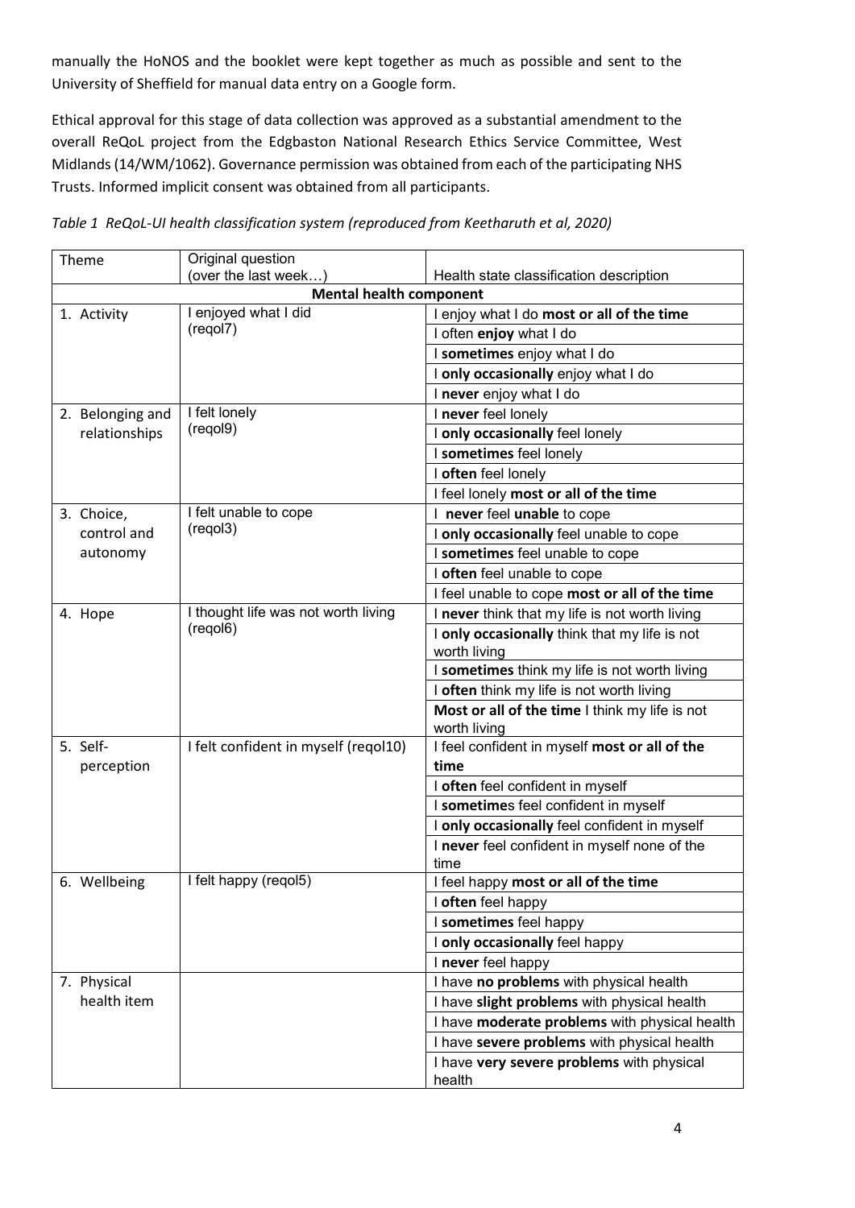manually the HoNOS and the booklet were kept together as much as possible and sent to the University of Sheffield for manual data entry on a Google form.

Ethical approval for this stage of data collection was approved as a substantial amendment to the overall ReQoL project from the Edgbaston National Research Ethics Service Committee, West Midlands (14/WM/1062). Governance permission was obtained from each of the participating NHS Trusts. Informed implicit consent was obtained from all participants.

*Table 1 ReQoL-UI health classification system (reproduced from Keetharuth et al, 2020)*

| Theme | Original question (over the last week…) | Health state classification description |
|---|---|---|
| **Mental health component** | | |
| 1. Activity | I enjoyed what I did (reqol7) | I enjoy what I do **most or all of the time** |
| | | I often **enjoy** what I do |
| | | I **sometimes** enjoy what I do |
| | | I **only occasionally** enjoy what I do |
| | | I **never** enjoy what I do |
| 2. Belonging and relationships | I felt lonely (reqol9) | I **never** feel lonely |
| | | I **only occasionally** feel lonely |
| | | I **sometimes** feel lonely |
| | | I **often** feel lonely |
| | | I feel lonely **most or all of the time** |
| 3. Choice, control and autonomy | I felt unable to cope (reqol3) | I **never** feel **unable** to cope |
| | | I **only occasionally** feel unable to cope |
| | | I **sometimes** feel unable to cope |
| | | I **often** feel unable to cope |
| | | I feel unable to cope **most or all of the time** |
| 4. Hope | I thought life was not worth living (reqol6) | I **never** think that my life is not worth living |
| | | I **only occasionally** think that my life is not worth living |
| | | I **sometimes** think my life is not worth living |
| | | I **often** think my life is not worth living |
| | | **Most or all of the time** I think my life is not worth living |
| 5. Self-perception | I felt confident in myself (reqol10) | I feel confident in myself **most or all of the time** |
| | | I **often** feel confident in myself |
| | | I **sometime**s feel confident in myself |
| | | I **only occasionally** feel confident in myself |
| | | I **never** feel confident in myself none of the time |
| 6. Wellbeing | I felt happy (reqol5) | I feel happy **most or all of the time** |
| | | I **often** feel happy |
| | | I **sometimes** feel happy |
| | | I **only occasionally** feel happy |
| | | I **never** feel happy |
| 7. Physical health item | | I have **no problems** with physical health |
| | | I have **slight problems** with physical health |
| | | I have **moderate problems** with physical health |
| | | I have **severe problems** with physical health |
| | | I have **very severe problems** with physical health |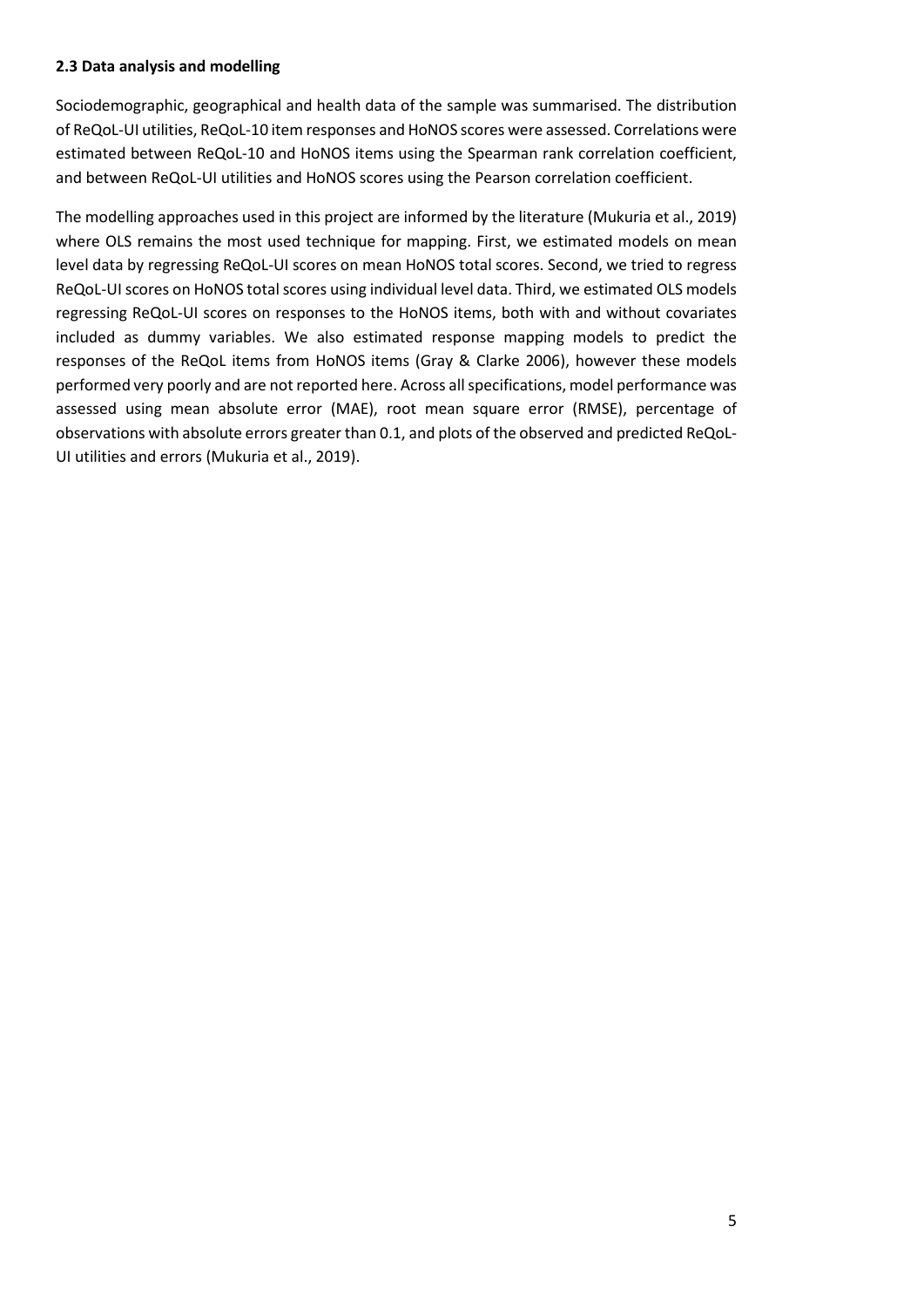### 2.3 Data analysis and modelling

Sociodemographic, geographical and health data of the sample was summarised. The distribution of ReQoL-UI utilities, ReQoL-10 item responses and HoNOS scores were assessed. Correlations were estimated between ReQoL-10 and HoNOS items using the Spearman rank correlation coefficient, and between ReQoL-UI utilities and HoNOS scores using the Pearson correlation coefficient.

The modelling approaches used in this project are informed by the literature (Mukuria et al., 2019) where OLS remains the most used technique for mapping. First, we estimated models on mean level data by regressing ReQoL-UI scores on mean HoNOS total scores. Second, we tried to regress ReQoL-UI scores on HoNOS total scores using individual level data. Third, we estimated OLS models regressing ReQoL-UI scores on responses to the HoNOS items, both with and without covariates included as dummy variables. We also estimated response mapping models to predict the responses of the ReQoL items from HoNOS items (Gray & Clarke 2006), however these models performed very poorly and are not reported here. Across all specifications, model performance was assessed using mean absolute error (MAE), root mean square error (RMSE), percentage of observations with absolute errors greater than 0.1, and plots of the observed and predicted ReQoL-UI utilities and errors (Mukuria et al., 2019).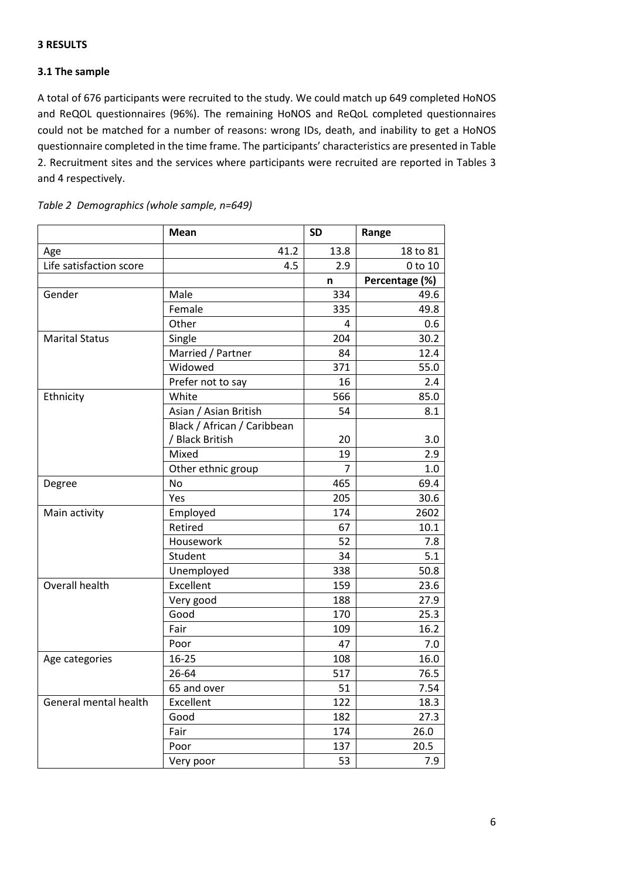## 3 RESULTS

### 3.1 The sample

A total of 676 participants were recruited to the study. We could match up 649 completed HoNOS and ReQOL questionnaires (96%). The remaining HoNOS and ReQoL completed questionnaires could not be matched for a number of reasons: wrong IDs, death, and inability to get a HoNOS questionnaire completed in the time frame. The participants' characteristics are presented in Table 2. Recruitment sites and the services where participants were recruited are reported in Tables 3 and 4 respectively.

*Table 2 Demographics (whole sample, n=649)*

| | Mean | SD | Range |
|---|---|---|---|
| Age | 41.2 | 13.8 | 18 to 81 |
| Life satisfaction score | 4.5 | 2.9 | 0 to 10 |
| | | **n** | **Percentage (%)** |
| Gender | Male | 334 | 49.6 |
| | Female | 335 | 49.8 |
| | Other | 4 | 0.6 |
| Marital Status | Single | 204 | 30.2 |
| | Married / Partner | 84 | 12.4 |
| | Widowed | 371 | 55.0 |
| | Prefer not to say | 16 | 2.4 |
| Ethnicity | White | 566 | 85.0 |
| | Asian / Asian British | 54 | 8.1 |
| | Black / African / Caribbean / Black British | 20 | 3.0 |
| | Mixed | 19 | 2.9 |
| | Other ethnic group | 7 | 1.0 |
| Degree | No | 465 | 69.4 |
| | Yes | 205 | 30.6 |
| Main activity | Employed | 174 | 2602 |
| | Retired | 67 | 10.1 |
| | Housework | 52 | 7.8 |
| | Student | 34 | 5.1 |
| | Unemployed | 338 | 50.8 |
| Overall health | Excellent | 159 | 23.6 |
| | Very good | 188 | 27.9 |
| | Good | 170 | 25.3 |
| | Fair | 109 | 16.2 |
| | Poor | 47 | 7.0 |
| Age categories | 16-25 | 108 | 16.0 |
| | 26-64 | 517 | 76.5 |
| | 65 and over | 51 | 7.54 |
| General mental health | Excellent | 122 | 18.3 |
| | Good | 182 | 27.3 |
| | Fair | 174 | 26.0 |
| | Poor | 137 | 20.5 |
| | Very poor | 53 | 7.9 |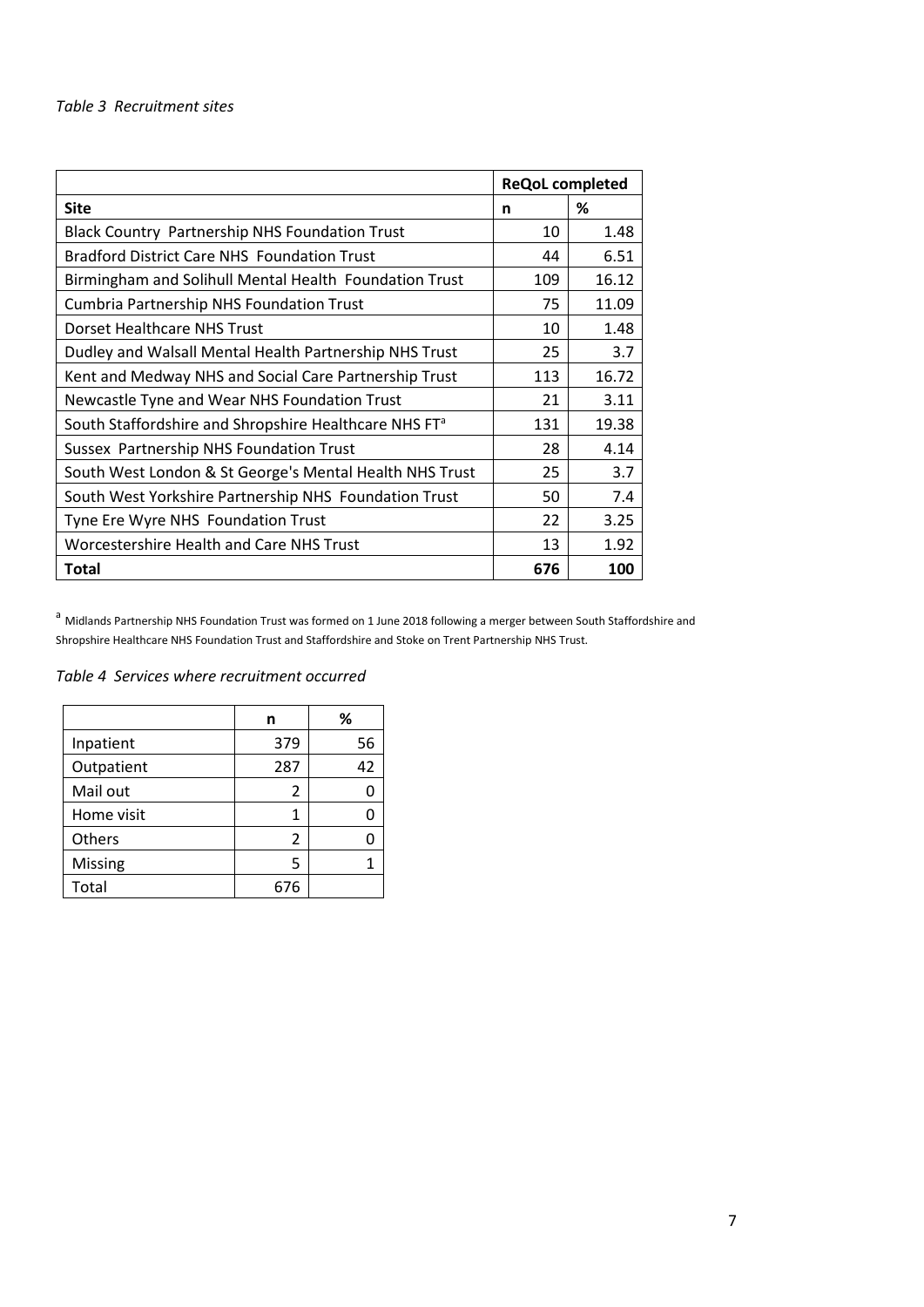*Table 3 Recruitment sites*

| | ReQoL completed | |
|---|---|---|
| **Site** | **n** | **%** |
| Black Country Partnership NHS Foundation Trust | 10 | 1.48 |
| Bradford District Care NHS Foundation Trust | 44 | 6.51 |
| Birmingham and Solihull Mental Health Foundation Trust | 109 | 16.12 |
| Cumbria Partnership NHS Foundation Trust | 75 | 11.09 |
| Dorset Healthcare NHS Trust | 10 | 1.48 |
| Dudley and Walsall Mental Health Partnership NHS Trust | 25 | 3.7 |
| Kent and Medway NHS and Social Care Partnership Trust | 113 | 16.72 |
| Newcastle Tyne and Wear NHS Foundation Trust | 21 | 3.11 |
| South Staffordshire and Shropshire Healthcare NHS FT[a] | 131 | 19.38 |
| Sussex Partnership NHS Foundation Trust | 28 | 4.14 |
| South West London & St George's Mental Health NHS Trust | 25 | 3.7 |
| South West Yorkshire Partnership NHS Foundation Trust | 50 | 7.4 |
| Tyne Ere Wyre NHS Foundation Trust | 22 | 3.25 |
| Worcestershire Health and Care NHS Trust | 13 | 1.92 |
| **Total** | **676** | **100** |

[a] Midlands Partnership NHS Foundation Trust was formed on 1 June 2018 following a merger between South Staffordshire and Shropshire Healthcare NHS Foundation Trust and Staffordshire and Stoke on Trent Partnership NHS Trust.

*Table 4 Services where recruitment occurred*

| | n | % |
|---|---|---|
| Inpatient | 379 | 56 |
| Outpatient | 287 | 42 |
| Mail out | 2 | 0 |
| Home visit | 1 | 0 |
| Others | 2 | 0 |
| Missing | 5 | 1 |
| Total | 676 | |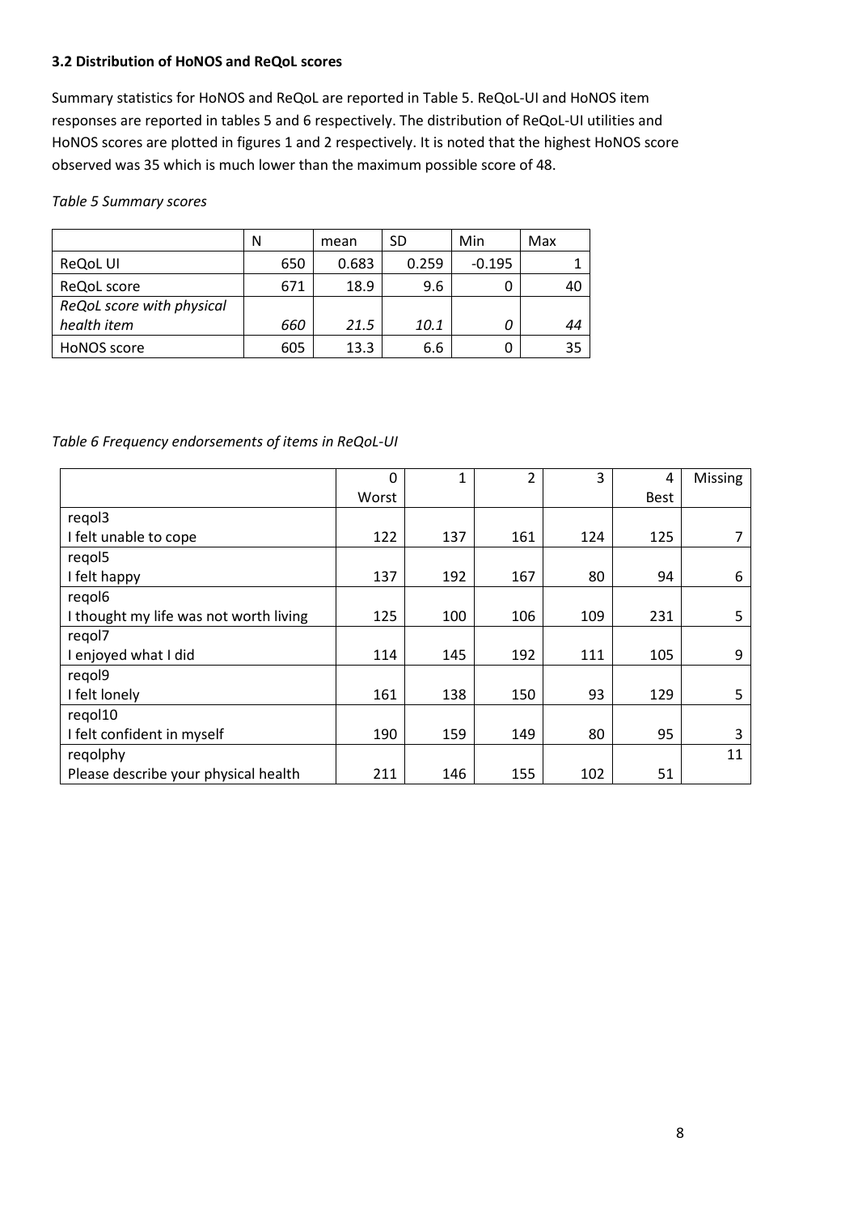### 3.2 Distribution of HoNOS and ReQoL scores

Summary statistics for HoNOS and ReQoL are reported in Table 5. ReQoL-UI and HoNOS item responses are reported in tables 5 and 6 respectively. The distribution of ReQoL-UI utilities and HoNOS scores are plotted in figures 1 and 2 respectively. It is noted that the highest HoNOS score observed was 35 which is much lower than the maximum possible score of 48.

*Table 5 Summary scores*

| | N | mean | SD | Min | Max |
|---|---|---|---|---|---|
| ReQoL UI | 650 | 0.683 | 0.259 | -0.195 | 1 |
| ReQoL score | 671 | 18.9 | 9.6 | 0 | 40 |
| *ReQoL score with physical health item* | *660* | *21.5* | *10.1* | *0* | *44* |
| HoNOS score | 605 | 13.3 | 6.6 | 0 | 35 |

*Table 6 Frequency endorsements of items in ReQoL-UI*

| | 0 Worst | 1 | 2 | 3 | 4 Best | Missing |
|---|---|---|---|---|---|---|
| reqol3 I felt unable to cope | 122 | 137 | 161 | 124 | 125 | 7 |
| reqol5 I felt happy | 137 | 192 | 167 | 80 | 94 | 6 |
| reqol6 I thought my life was not worth living | 125 | 100 | 106 | 109 | 231 | 5 |
| reqol7 I enjoyed what I did | 114 | 145 | 192 | 111 | 105 | 9 |
| reqol9 I felt lonely | 161 | 138 | 150 | 93 | 129 | 5 |
| reqol10 I felt confident in myself | 190 | 159 | 149 | 80 | 95 | 3 |
| reqolphy Please describe your physical health | 211 | 146 | 155 | 102 | 51 | 11 |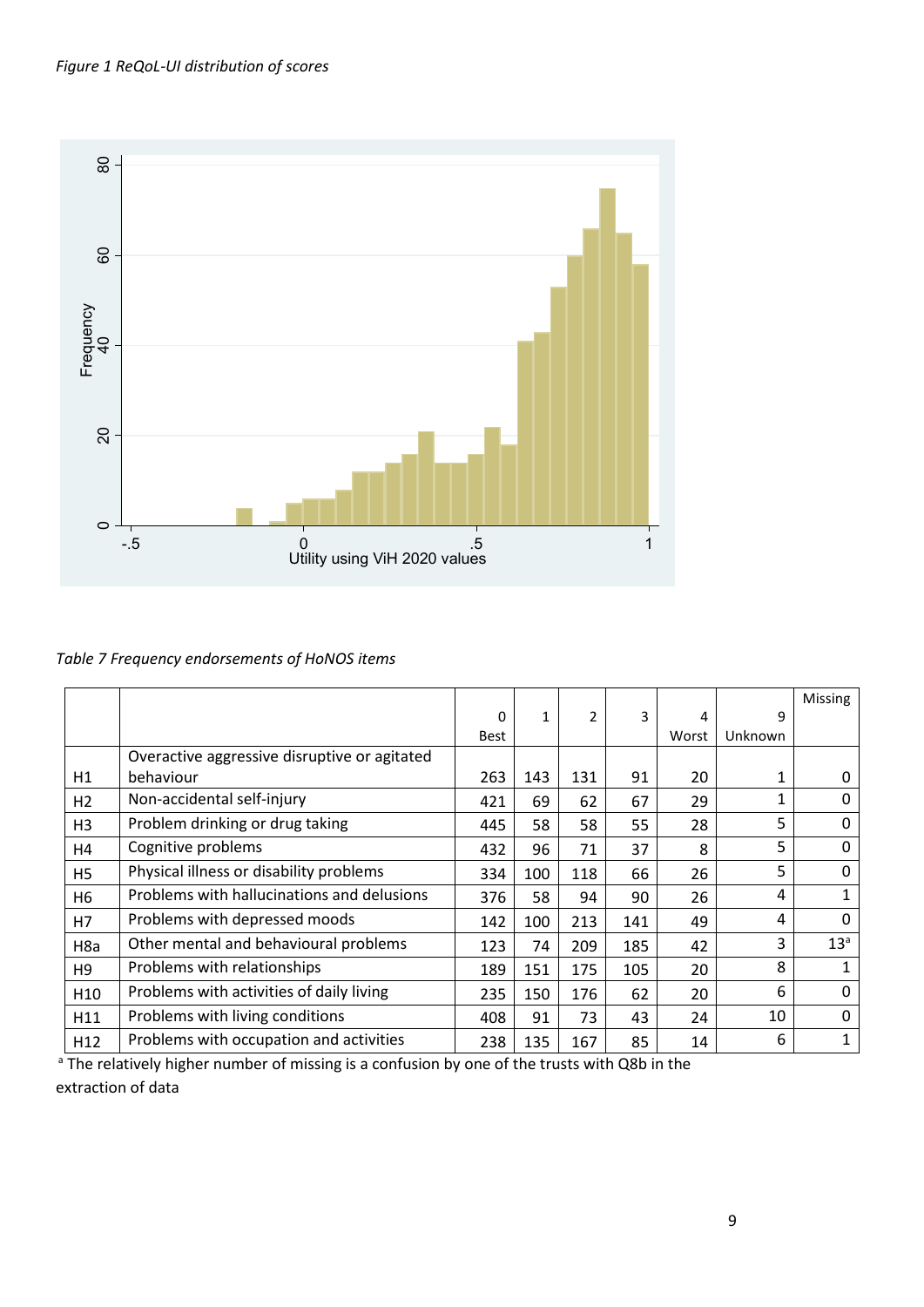*Figure 1 ReQoL-UI distribution of scores*

*Table 7 Frequency endorsements of HoNOS items*

| | | 0 Best | 1 | 2 | 3 | 4 Worst | 9 Unknown | Missing |
|---|---|---|---|---|---|---|---|---|
| H1 | Overactive aggressive disruptive or agitated behaviour | 263 | 143 | 131 | 91 | 20 | 1 | 0 |
| H2 | Non-accidental self-injury | 421 | 69 | 62 | 67 | 29 | 1 | 0 |
| H3 | Problem drinking or drug taking | 445 | 58 | 58 | 55 | 28 | 5 | 0 |
| H4 | Cognitive problems | 432 | 96 | 71 | 37 | 8 | 5 | 0 |
| H5 | Physical illness or disability problems | 334 | 100 | 118 | 66 | 26 | 5 | 0 |
| H6 | Problems with hallucinations and delusions | 376 | 58 | 94 | 90 | 26 | 4 | 1 |
| H7 | Problems with depressed moods | 142 | 100 | 213 | 141 | 49 | 4 | 0 |
| H8a | Other mental and behavioural problems | 123 | 74 | 209 | 185 | 42 | 3 | 13[a] |
| H9 | Problems with relationships | 189 | 151 | 175 | 105 | 20 | 8 | 1 |
| H10 | Problems with activities of daily living | 235 | 150 | 176 | 62 | 20 | 6 | 0 |
| H11 | Problems with living conditions | 408 | 91 | 73 | 43 | 24 | 10 | 0 |
| H12 | Problems with occupation and activities | 238 | 135 | 167 | 85 | 14 | 6 | 1 |

[a] The relatively higher number of missing is a confusion by one of the trusts with Q8b in the extraction of data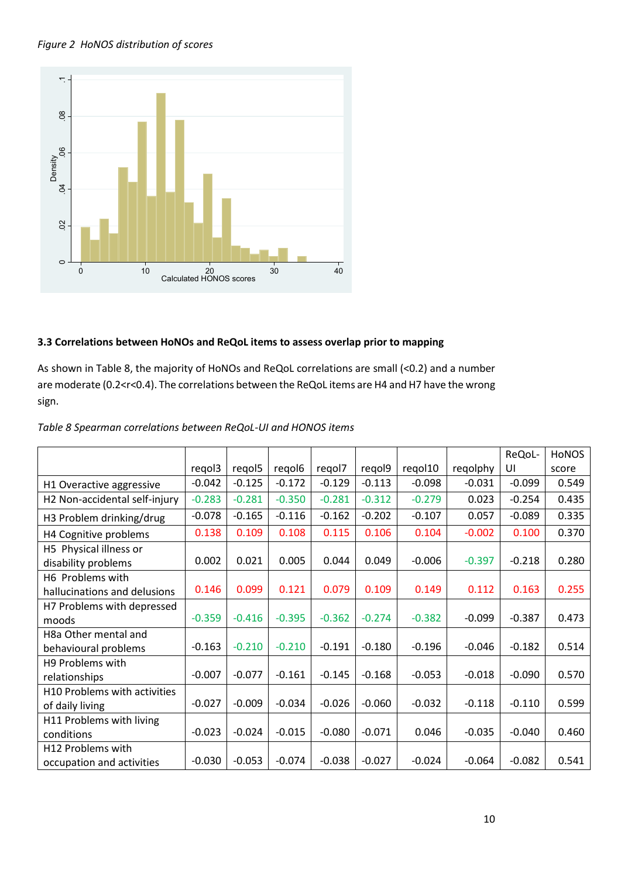*Figure 2 HoNOS distribution of scores*

### 3.3 Correlations between HoNOs and ReQoL items to assess overlap prior to mapping

As shown in Table 8, the majority of HoNOs and ReQoL correlations are small (<0.2) and a number are moderate (0.2<r<0.4). The correlations between the ReQoL items are H4 and H7 have the wrong sign.

*Table 8 Spearman correlations between ReQoL-UI and HONOS items*

| | reqol3 | reqol5 | reqol6 | reqol7 | reqol9 | reqol10 | reqolphy | ReQoL-UI | HoNOS score |
|---|---|---|---|---|---|---|---|---|---|
| H1 Overactive aggressive | -0.042 | -0.125 | -0.172 | -0.129 | -0.113 | -0.098 | -0.031 | -0.099 | 0.549 |
| H2 Non-accidental self-injury | -0.283 | -0.281 | -0.350 | -0.281 | -0.312 | -0.279 | 0.023 | -0.254 | 0.435 |
| H3 Problem drinking/drug | -0.078 | -0.165 | -0.116 | -0.162 | -0.202 | -0.107 | 0.057 | -0.089 | 0.335 |
| H4 Cognitive problems | 0.138 | 0.109 | 0.108 | 0.115 | 0.106 | 0.104 | -0.002 | 0.100 | 0.370 |
| H5 Physical illness or disability problems | 0.002 | 0.021 | 0.005 | 0.044 | 0.049 | -0.006 | -0.397 | -0.218 | 0.280 |
| H6 Problems with hallucinations and delusions | 0.146 | 0.099 | 0.121 | 0.079 | 0.109 | 0.149 | 0.112 | 0.163 | 0.255 |
| H7 Problems with depressed moods | -0.359 | -0.416 | -0.395 | -0.362 | -0.274 | -0.382 | -0.099 | -0.387 | 0.473 |
| H8a Other mental and behavioural problems | -0.163 | -0.210 | -0.210 | -0.191 | -0.180 | -0.196 | -0.046 | -0.182 | 0.514 |
| H9 Problems with relationships | -0.007 | -0.077 | -0.161 | -0.145 | -0.168 | -0.053 | -0.018 | -0.090 | 0.570 |
| H10 Problems with activities of daily living | -0.027 | -0.009 | -0.034 | -0.026 | -0.060 | -0.032 | -0.118 | -0.110 | 0.599 |
| H11 Problems with living conditions | -0.023 | -0.024 | -0.015 | -0.080 | -0.071 | 0.046 | -0.035 | -0.040 | 0.460 |
| H12 Problems with occupation and activities | -0.030 | -0.053 | -0.074 | -0.038 | -0.027 | -0.024 | -0.064 | -0.082 | 0.541 |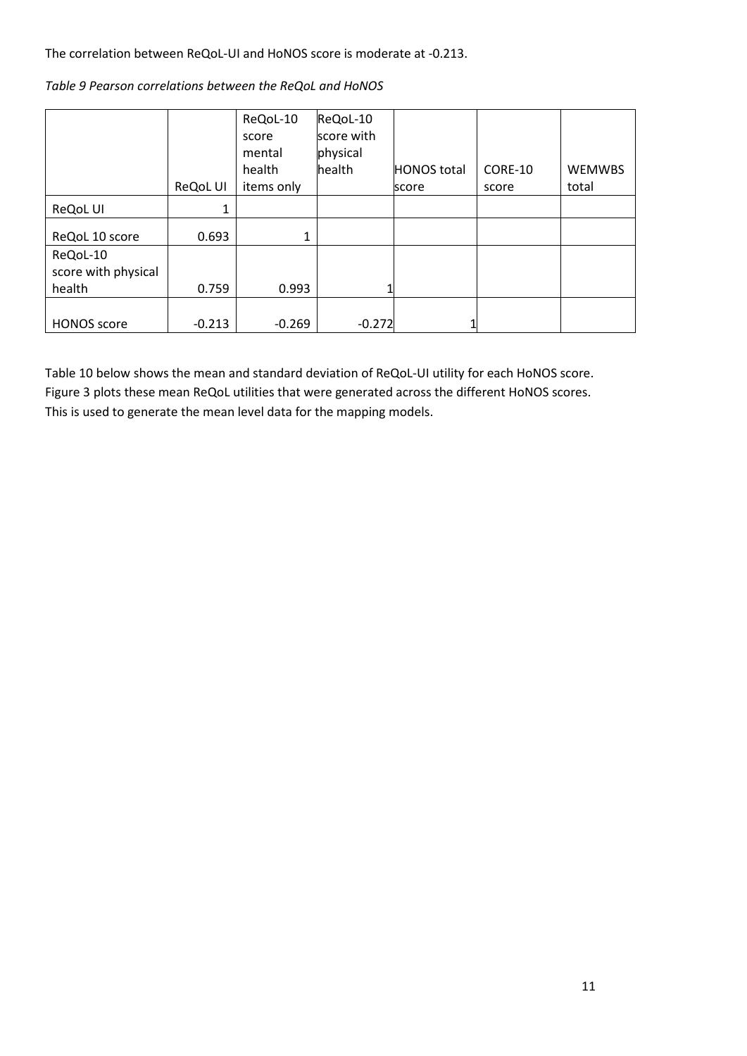The correlation between ReQoL-UI and HoNOS score is moderate at -0.213.

*Table 9 Pearson correlations between the ReQoL and HoNOS*

| | ReQoL UI | ReQoL-10 score mental health items only | ReQoL-10 score with physical health | HONOS total score | CORE-10 score | WEMWBS total |
|---|---|---|---|---|---|---|
| ReQoL UI | 1 | | | | | |
| ReQoL 10 score | 0.693 | 1 | | | | |
| ReQoL-10 score with physical health | 0.759 | 0.993 | 1 | | | |
| HONOS score | -0.213 | -0.269 | -0.272 | 1 | | |

Table 10 below shows the mean and standard deviation of ReQoL-UI utility for each HoNOS score. Figure 3 plots these mean ReQoL utilities that were generated across the different HoNOS scores. This is used to generate the mean level data for the mapping models.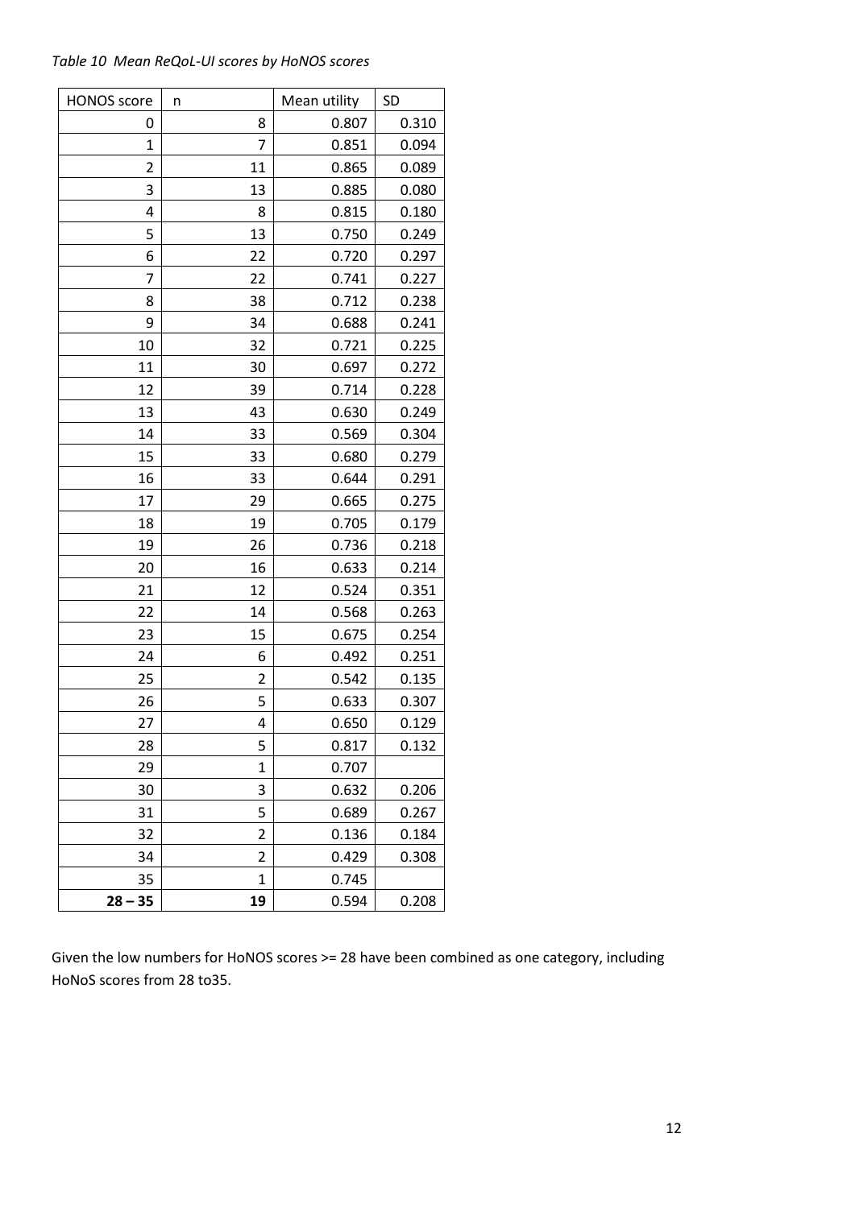*Table 10 Mean ReQoL-UI scores by HoNOS scores*

| HONOS score | n | Mean utility | SD |
|---|---|---|---|
| 0 | 8 | 0.807 | 0.310 |
| 1 | 7 | 0.851 | 0.094 |
| 2 | 11 | 0.865 | 0.089 |
| 3 | 13 | 0.885 | 0.080 |
| 4 | 8 | 0.815 | 0.180 |
| 5 | 13 | 0.750 | 0.249 |
| 6 | 22 | 0.720 | 0.297 |
| 7 | 22 | 0.741 | 0.227 |
| 8 | 38 | 0.712 | 0.238 |
| 9 | 34 | 0.688 | 0.241 |
| 10 | 32 | 0.721 | 0.225 |
| 11 | 30 | 0.697 | 0.272 |
| 12 | 39 | 0.714 | 0.228 |
| 13 | 43 | 0.630 | 0.249 |
| 14 | 33 | 0.569 | 0.304 |
| 15 | 33 | 0.680 | 0.279 |
| 16 | 33 | 0.644 | 0.291 |
| 17 | 29 | 0.665 | 0.275 |
| 18 | 19 | 0.705 | 0.179 |
| 19 | 26 | 0.736 | 0.218 |
| 20 | 16 | 0.633 | 0.214 |
| 21 | 12 | 0.524 | 0.351 |
| 22 | 14 | 0.568 | 0.263 |
| 23 | 15 | 0.675 | 0.254 |
| 24 | 6 | 0.492 | 0.251 |
| 25 | 2 | 0.542 | 0.135 |
| 26 | 5 | 0.633 | 0.307 |
| 27 | 4 | 0.650 | 0.129 |
| 28 | 5 | 0.817 | 0.132 |
| 29 | 1 | 0.707 | |
| 30 | 3 | 0.632 | 0.206 |
| 31 | 5 | 0.689 | 0.267 |
| 32 | 2 | 0.136 | 0.184 |
| 34 | 2 | 0.429 | 0.308 |
| 35 | 1 | 0.745 | |
| **28 – 35** | **19** | 0.594 | 0.208 |

Given the low numbers for HoNOS scores >= 28 have been combined as one category, including HoNoS scores from 28 to35.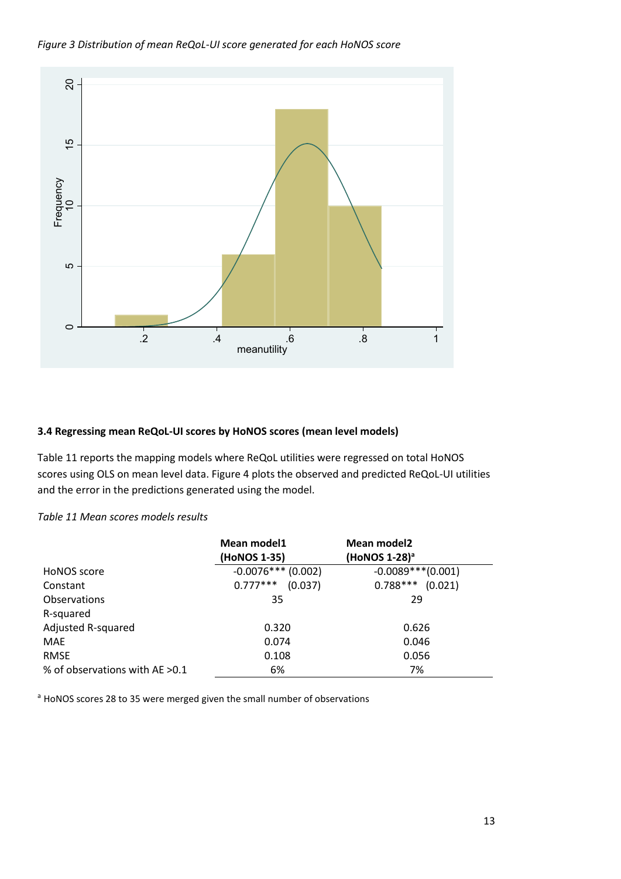*Figure 3 Distribution of mean ReQoL-UI score generated for each HoNOS score*

### 3.4 Regressing mean ReQoL-UI scores by HoNOS scores (mean level models)

Table 11 reports the mapping models where ReQoL utilities were regressed on total HoNOS scores using OLS on mean level data. Figure 4 plots the observed and predicted ReQoL-UI utilities and the error in the predictions generated using the model.

*Table 11 Mean scores models results*

| | Mean model1 (HoNOS 1-35) | Mean model2 (HoNOS 1-28)[a] |
|---|---|---|
| HoNOS score | -0.0076*** (0.002) | -0.0089***(0.001) |
| Constant | 0.777*** (0.037) | 0.788*** (0.021) |
| Observations | 35 | 29 |
| R-squared | | |
| Adjusted R-squared | 0.320 | 0.626 |
| MAE | 0.074 | 0.046 |
| RMSE | 0.108 | 0.056 |
| % of observations with AE >0.1 | 6% | 7% |

[a] HoNOS scores 28 to 35 were merged given the small number of observations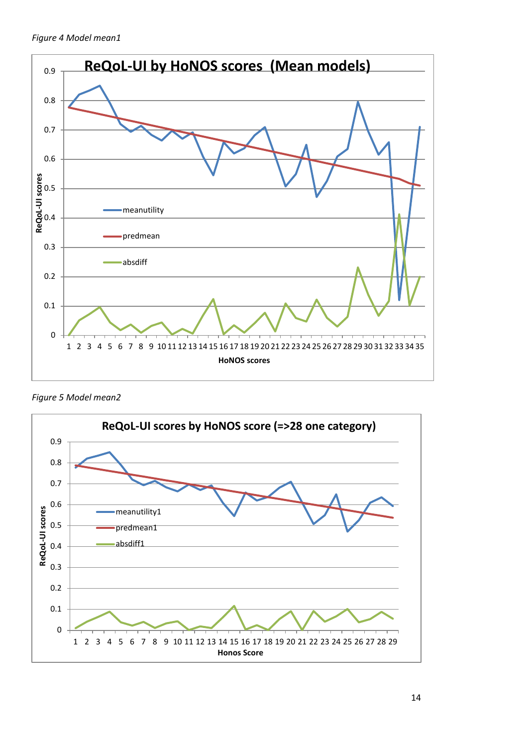*Figure 4 Model mean1*

*Figure 5 Model mean2*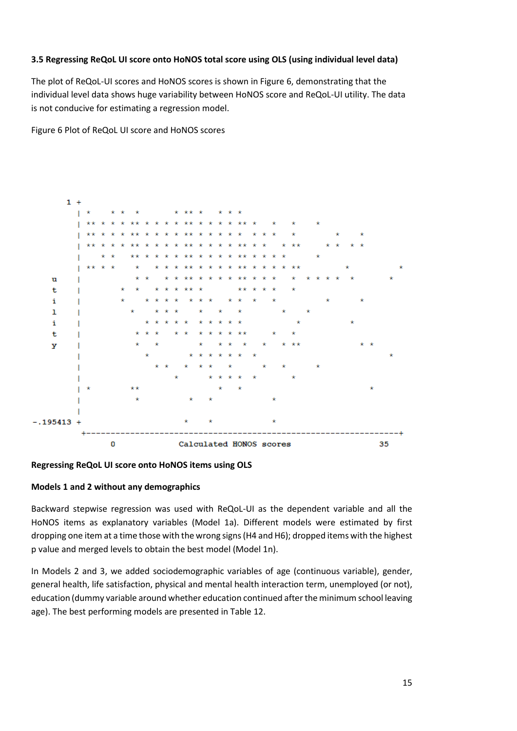#### 3.5 Regressing ReQoL UI score onto HoNOS total score using OLS (using individual level data)

The plot of ReQoL-UI scores and HoNOS scores is shown in Figure 6, demonstrating that the individual level data shows huge variability between HoNOS score and ReQoL-UI utility. The data is not conducive for estimating a regression model.

Figure 6 Plot of ReQoL UI score and HoNOS scores

```
    1 +
      | *     * *  *         * ** *    * * *
      | ** * * * ** * * * * * ** * * * * ** *    *    *     *
      | ** * * * ** * * * * * ** * * * * * *  * * *   *           *    *
      | ** * * * ** * * * * * ** * * * * ** * *   * **      * *  * *
      |    * *   ** * * * * * ** * * * * ** * * * * *       *
      | ** * *     *   * * * * ** * * * * ** * * * * * **       *          *
 u    |            * *   * * ** * * * * ** * * *   *  * * * * *   *       *
 t    |         *  *   * * * * ** *      ** * * *   *
 i    |         *    * * * *   * * *     * *  *   *         *     *
 l    |           *    * * *     *   *   *         *    *
 i    |              * * * * *   * * * * * *           *          *
 t    |            * * *   * *   * * * * * **     *   *
 y    |            *   *         *   * *  *   *    * **           * *
      |              *       * * * * * * *   *                          *
      |                * *   *   * * *   *     *   *     *
      |                    *       * * * *   *       *
      | *          **                  *   *                        *
      |            *         *   *           *
      |
-.195413 +                  *    *           *
      +-----------------------------------------------------------------+
           0             Calculated HONOS scores                35
```

#### Regressing ReQoL UI score onto HoNOS items using OLS

#### Models 1 and 2 without any demographics

Backward stepwise regression was used with ReQoL-UI as the dependent variable and all the HoNOS items as explanatory variables (Model 1a). Different models were estimated by first dropping one item at a time those with the wrong signs (H4 and H6); dropped items with the highest p value and merged levels to obtain the best model (Model 1n).

In Models 2 and 3, we added sociodemographic variables of age (continuous variable), gender, general health, life satisfaction, physical and mental health interaction term, unemployed (or not), education (dummy variable around whether education continued after the minimum school leaving age). The best performing models are presented in Table 12.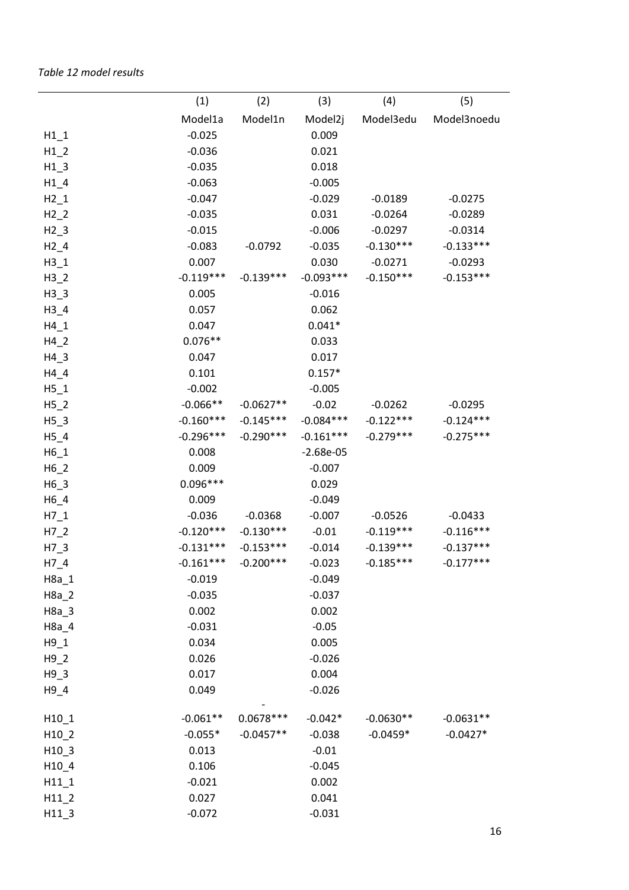*Table 12 model results*

| | (1) | (2) | (3) | (4) | (5) |
|---|---|---|---|---|---|
| | Model1a | Model1n | Model2j | Model3edu | Model3noedu |
| H1_1 | -0.025 | | 0.009 | | |
| H1_2 | -0.036 | | 0.021 | | |
| H1_3 | -0.035 | | 0.018 | | |
| H1_4 | -0.063 | | -0.005 | | |
| H2_1 | -0.047 | | -0.029 | -0.0189 | -0.0275 |
| H2_2 | -0.035 | | 0.031 | -0.0264 | -0.0289 |
| H2_3 | -0.015 | | -0.006 | -0.0297 | -0.0314 |
| H2_4 | -0.083 | -0.0792 | -0.035 | -0.130*** | -0.133*** |
| H3_1 | 0.007 | | 0.030 | -0.0271 | -0.0293 |
| H3_2 | -0.119*** | -0.139*** | -0.093*** | -0.150*** | -0.153*** |
| H3_3 | 0.005 | | -0.016 | | |
| H3_4 | 0.057 | | 0.062 | | |
| H4_1 | 0.047 | | 0.041* | | |
| H4_2 | 0.076** | | 0.033 | | |
| H4_3 | 0.047 | | 0.017 | | |
| H4_4 | 0.101 | | 0.157* | | |
| H5_1 | -0.002 | | -0.005 | | |
| H5_2 | -0.066** | -0.0627** | -0.02 | -0.0262 | -0.0295 |
| H5_3 | -0.160*** | -0.145*** | -0.084*** | -0.122*** | -0.124*** |
| H5_4 | -0.296*** | -0.290*** | -0.161*** | -0.279*** | -0.275*** |
| H6_1 | 0.008 | | -2.68e-05 | | |
| H6_2 | 0.009 | | -0.007 | | |
| H6_3 | 0.096*** | | 0.029 | | |
| H6_4 | 0.009 | | -0.049 | | |
| H7_1 | -0.036 | -0.0368 | -0.007 | -0.0526 | -0.0433 |
| H7_2 | -0.120*** | -0.130*** | -0.01 | -0.119*** | -0.116*** |
| H7_3 | -0.131*** | -0.153*** | -0.014 | -0.139*** | -0.137*** |
| H7_4 | -0.161*** | -0.200*** | -0.023 | -0.185*** | -0.177*** |
| H8a_1 | -0.019 | | -0.049 | | |
| H8a_2 | -0.035 | | -0.037 | | |
| H8a_3 | 0.002 | | 0.002 | | |
| H8a_4 | -0.031 | | -0.05 | | |
| H9_1 | 0.034 | | 0.005 | | |
| H9_2 | 0.026 | | -0.026 | | |
| H9_3 | 0.017 | | 0.004 | | |
| H9_4 | 0.049 | | -0.026 | | |
| H10_1 | -0.061** | -0.0678*** | -0.042* | -0.0630** | -0.0631** |
| H10_2 | -0.055* | -0.0457** | -0.038 | -0.0459* | -0.0427* |
| H10_3 | 0.013 | | -0.01 | | |
| H10_4 | 0.106 | | -0.045 | | |
| H11_1 | -0.021 | | 0.002 | | |
| H11_2 | 0.027 | | 0.041 | | |
| H11_3 | -0.072 | | -0.031 | | |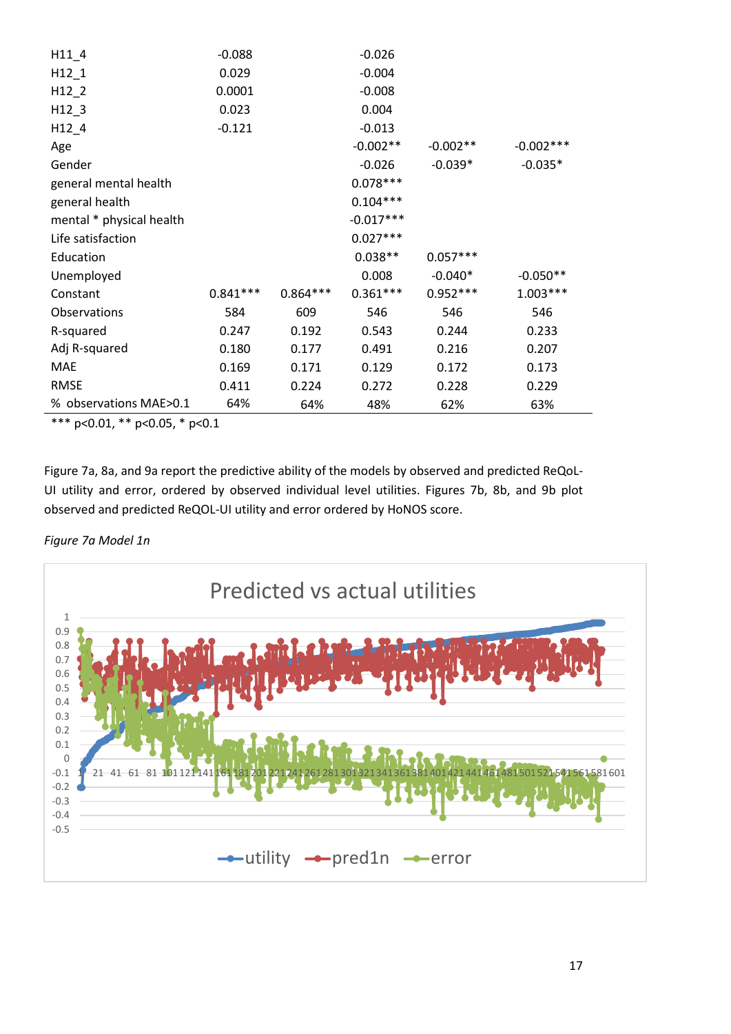| | | | | | |
|---|---|---|---|---|---|
| H11_4 | -0.088 | | -0.026 | | |
| H12_1 | 0.029 | | -0.004 | | |
| H12_2 | 0.0001 | | -0.008 | | |
| H12_3 | 0.023 | | 0.004 | | |
| H12_4 | -0.121 | | -0.013 | | |
| Age | | | -0.002** | -0.002** | -0.002*** |
| Gender | | | -0.026 | -0.039* | -0.035* |
| general mental health | | | 0.078*** | | |
| general health | | | 0.104*** | | |
| mental * physical health | | | -0.017*** | | |
| Life satisfaction | | | 0.027*** | | |
| Education | | | 0.038** | 0.057*** | |
| Unemployed | | | 0.008 | -0.040* | -0.050** |
| Constant | 0.841*** | 0.864*** | 0.361*** | 0.952*** | 1.003*** |
| Observations | 584 | 609 | 546 | 546 | 546 |
| R-squared | 0.247 | 0.192 | 0.543 | 0.244 | 0.233 |
| Adj R-squared | 0.180 | 0.177 | 0.491 | 0.216 | 0.207 |
| MAE | 0.169 | 0.171 | 0.129 | 0.172 | 0.173 |
| RMSE | 0.411 | 0.224 | 0.272 | 0.228 | 0.229 |
| % observations MAE>0.1 | 64% | 64% | 48% | 62% | 63% |

*** p<0.01, ** p<0.05, * p<0.1

Figure 7a, 8a, and 9a report the predictive ability of the models by observed and predicted ReQoL-UI utility and error, ordered by observed individual level utilities. Figures 7b, 8b, and 9b plot observed and predicted ReQOL-UI utility and error ordered by HoNOS score.

*Figure 7a Model 1n*

Predicted vs actual utilities

utility, pred1n, error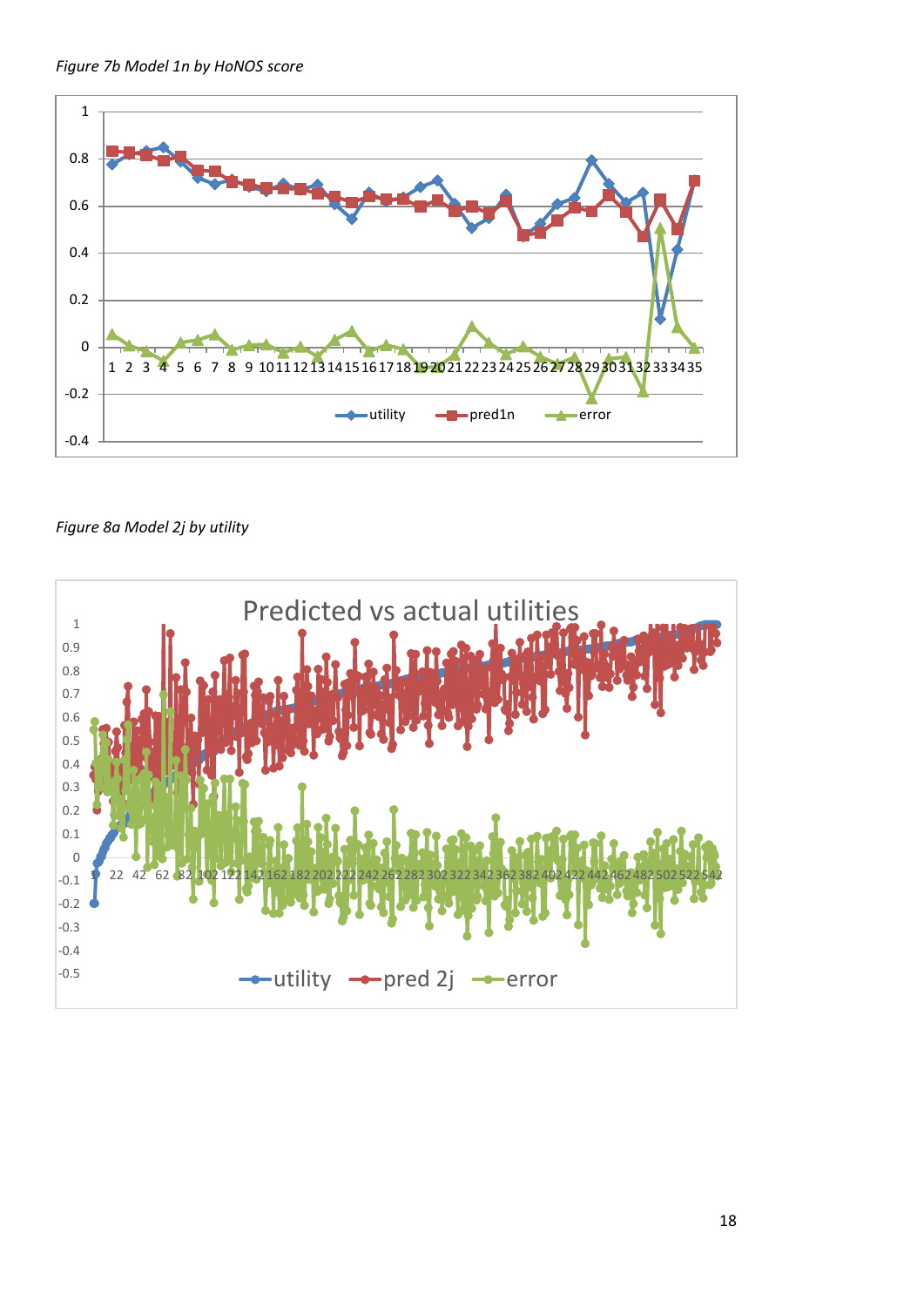*Figure 7b Model 1n by HoNOS score*

*Figure 8a Model 2j by utility*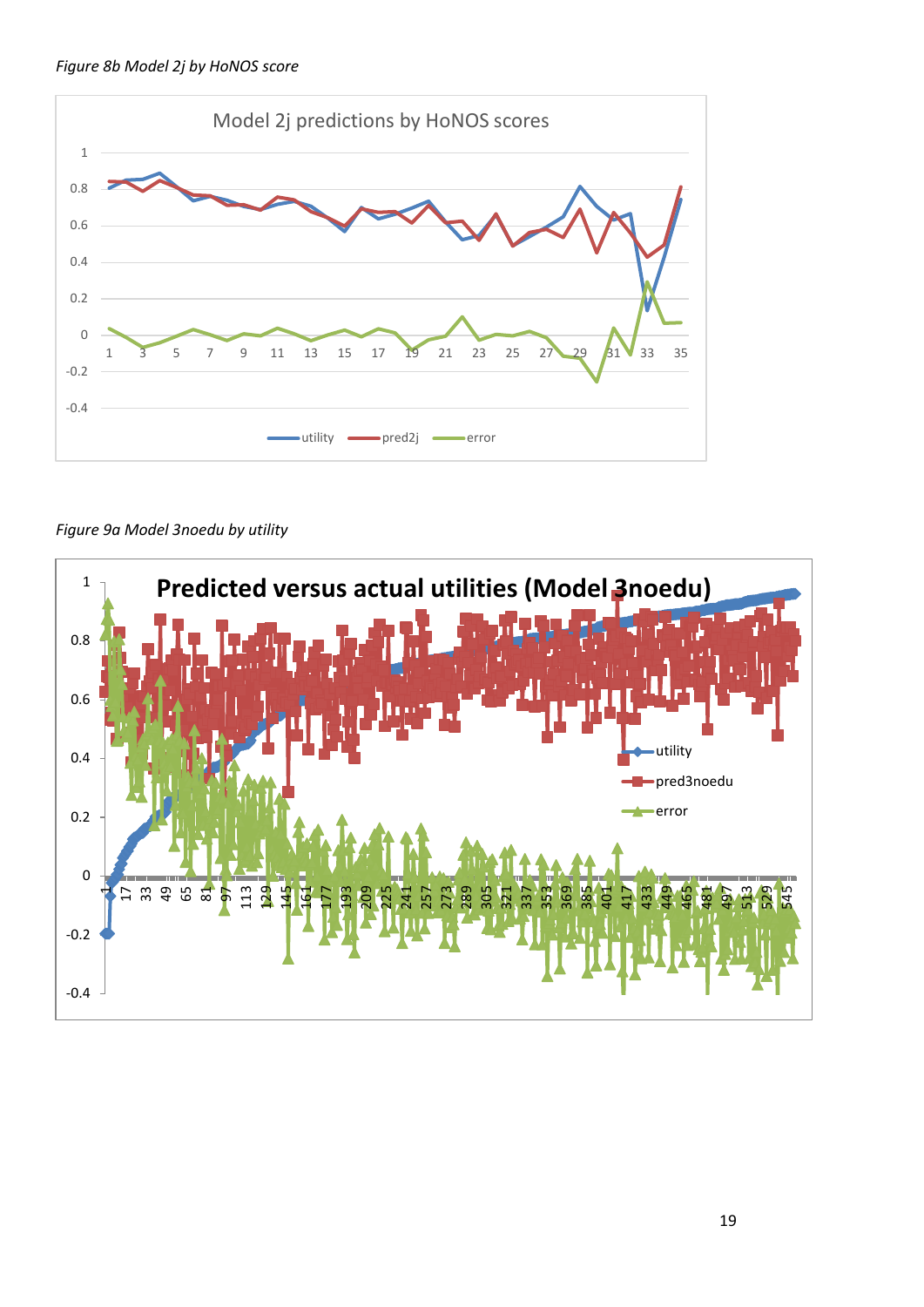*Figure 8b Model 2j by HoNOS score*

*Figure 9a Model 3noedu by utility*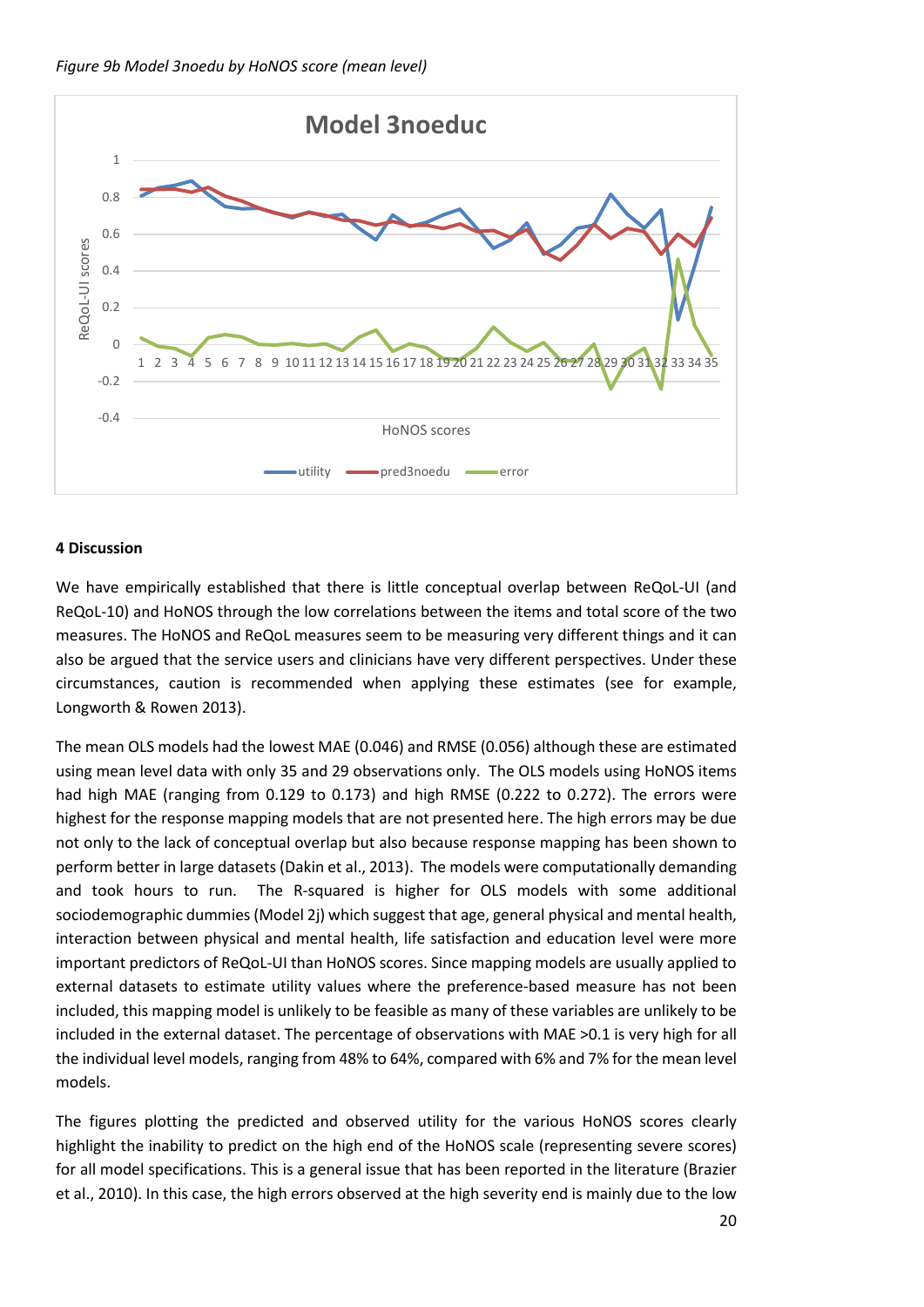*Figure 9b Model 3noedu by HoNOS score (mean level)*

## 4 Discussion

We have empirically established that there is little conceptual overlap between ReQoL-UI (and ReQoL-10) and HoNOS through the low correlations between the items and total score of the two measures. The HoNOS and ReQoL measures seem to be measuring very different things and it can also be argued that the service users and clinicians have very different perspectives. Under these circumstances, caution is recommended when applying these estimates (see for example, Longworth & Rowen 2013).

The mean OLS models had the lowest MAE (0.046) and RMSE (0.056) although these are estimated using mean level data with only 35 and 29 observations only. The OLS models using HoNOS items had high MAE (ranging from 0.129 to 0.173) and high RMSE (0.222 to 0.272). The errors were highest for the response mapping models that are not presented here. The high errors may be due not only to the lack of conceptual overlap but also because response mapping has been shown to perform better in large datasets (Dakin et al., 2013). The models were computationally demanding and took hours to run. The R-squared is higher for OLS models with some additional sociodemographic dummies (Model 2j) which suggest that age, general physical and mental health, interaction between physical and mental health, life satisfaction and education level were more important predictors of ReQoL-UI than HoNOS scores. Since mapping models are usually applied to external datasets to estimate utility values where the preference-based measure has not been included, this mapping model is unlikely to be feasible as many of these variables are unlikely to be included in the external dataset. The percentage of observations with MAE >0.1 is very high for all the individual level models, ranging from 48% to 64%, compared with 6% and 7% for the mean level models.

The figures plotting the predicted and observed utility for the various HoNOS scores clearly highlight the inability to predict on the high end of the HoNOS scale (representing severe scores) for all model specifications. This is a general issue that has been reported in the literature (Brazier et al., 2010). In this case, the high errors observed at the high severity end is mainly due to the low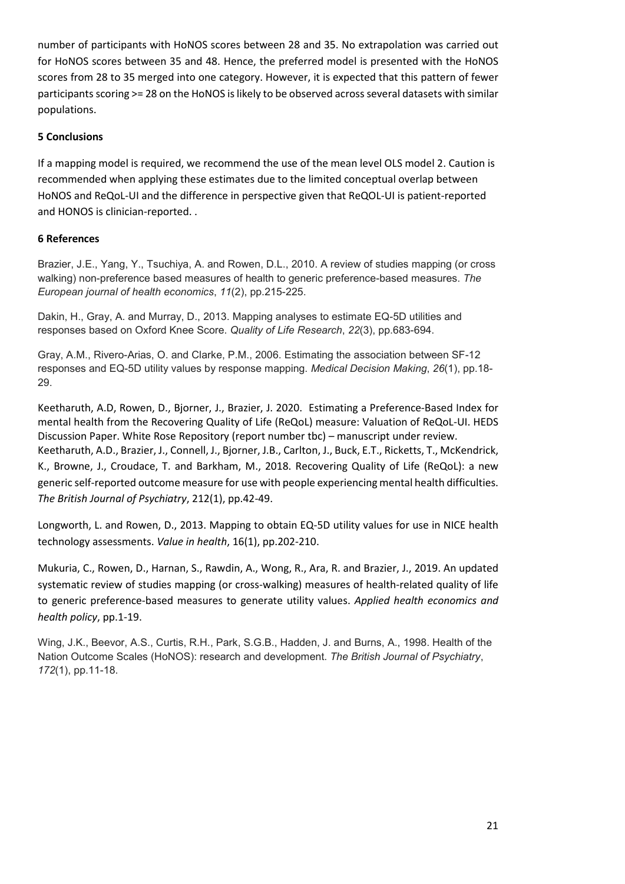number of participants with HoNOS scores between 28 and 35. No extrapolation was carried out for HoNOS scores between 35 and 48. Hence, the preferred model is presented with the HoNOS scores from 28 to 35 merged into one category. However, it is expected that this pattern of fewer participants scoring >= 28 on the HoNOS is likely to be observed across several datasets with similar populations.

## 5 Conclusions

If a mapping model is required, we recommend the use of the mean level OLS model 2. Caution is recommended when applying these estimates due to the limited conceptual overlap between HoNOS and ReQoL-UI and the difference in perspective given that ReQOL-UI is patient-reported and HONOS is clinician-reported. .

## 6 References

Brazier, J.E., Yang, Y., Tsuchiya, A. and Rowen, D.L., 2010. A review of studies mapping (or cross walking) non-preference based measures of health to generic preference-based measures. *The European journal of health economics*, *11*(2), pp.215-225.

Dakin, H., Gray, A. and Murray, D., 2013. Mapping analyses to estimate EQ-5D utilities and responses based on Oxford Knee Score. *Quality of Life Research*, *22*(3), pp.683-694.

Gray, A.M., Rivero-Arias, O. and Clarke, P.M., 2006. Estimating the association between SF-12 responses and EQ-5D utility values by response mapping. *Medical Decision Making*, *26*(1), pp.18-29.

Keetharuth, A.D, Rowen, D., Bjorner, J., Brazier, J. 2020. Estimating a Preference-Based Index for mental health from the Recovering Quality of Life (ReQoL) measure: Valuation of ReQoL-UI. HEDS Discussion Paper. White Rose Repository (report number tbc) – manuscript under review.

Keetharuth, A.D., Brazier, J., Connell, J., Bjorner, J.B., Carlton, J., Buck, E.T., Ricketts, T., McKendrick, K., Browne, J., Croudace, T. and Barkham, M., 2018. Recovering Quality of Life (ReQoL): a new generic self-reported outcome measure for use with people experiencing mental health difficulties. *The British Journal of Psychiatry*, 212(1), pp.42-49.

Longworth, L. and Rowen, D., 2013. Mapping to obtain EQ-5D utility values for use in NICE health technology assessments. *Value in health*, 16(1), pp.202-210.

Mukuria, C., Rowen, D., Harnan, S., Rawdin, A., Wong, R., Ara, R. and Brazier, J., 2019. An updated systematic review of studies mapping (or cross-walking) measures of health-related quality of life to generic preference-based measures to generate utility values. *Applied health economics and health policy*, pp.1-19.

Wing, J.K., Beevor, A.S., Curtis, R.H., Park, S.G.B., Hadden, J. and Burns, A., 1998. Health of the Nation Outcome Scales (HoNOS): research and development. *The British Journal of Psychiatry*, *172*(1), pp.11-18.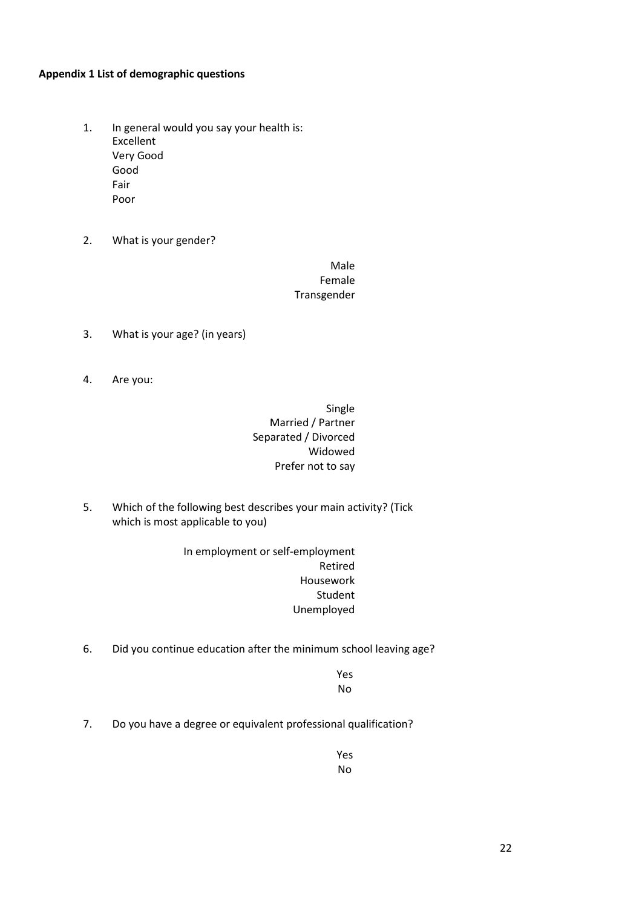**Appendix 1 List of demographic questions**

1. In general would you say your health is:
   Excellent
   Very Good
   Good
   Fair
   Poor

2. What is your gender?

   Male
   Female
   Transgender

3. What is your age? (in years)

4. Are you:

   Single
   Married / Partner
   Separated / Divorced
   Widowed
   Prefer not to say

5. Which of the following best describes your main activity? (Tick which is most applicable to you)

   In employment or self-employment
   Retired
   Housework
   Student
   Unemployed

6. Did you continue education after the minimum school leaving age?

   Yes
   No

7. Do you have a degree or equivalent professional qualification?

   Yes
   No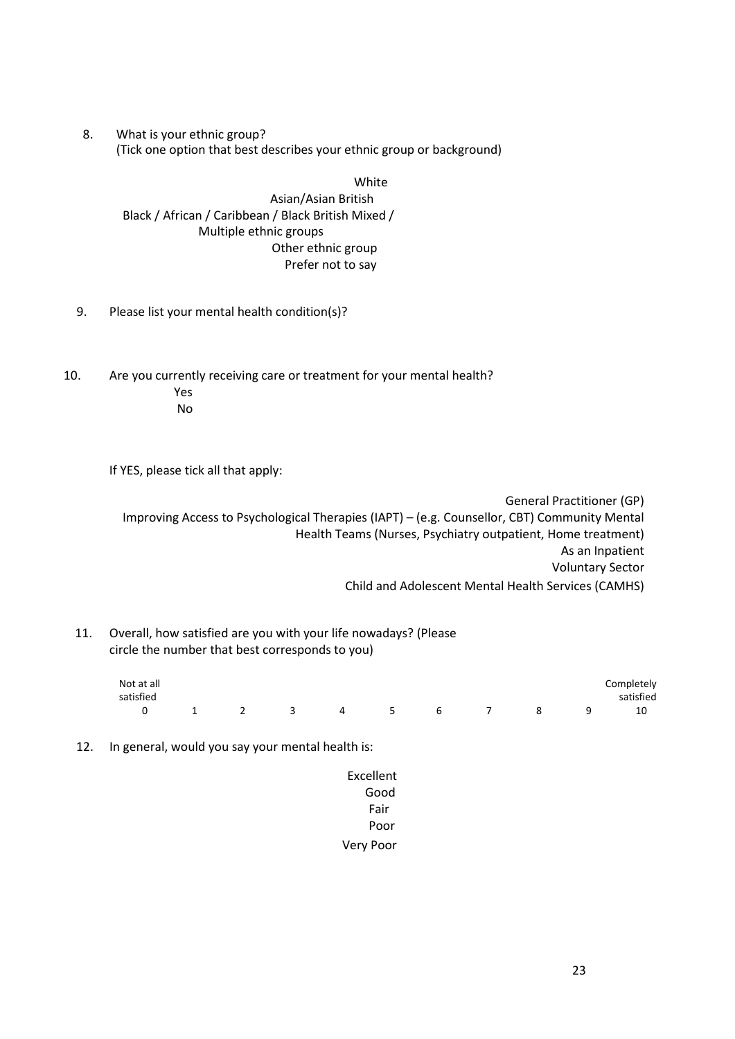8. What is your ethnic group?
   (Tick one option that best describes your ethnic group or background)

   - White
   - Asian/Asian British
   - Black / African / Caribbean / Black British
   - Mixed / Multiple ethnic groups
   - Other ethnic group
   - Prefer not to say

9. Please list your mental health condition(s)?

10. Are you currently receiving care or treatment for your mental health?
    - Yes
    - No

    If YES, please tick all that apply:

    - General Practitioner (GP)
    - Improving Access to Psychological Therapies (IAPT) – (e.g. Counsellor, CBT)
    - Community Mental Health Teams (Nurses, Psychiatry outpatient, Home treatment)
    - As an Inpatient
    - Voluntary Sector
    - Child and Adolescent Mental Health Services (CAMHS)

11. Overall, how satisfied are you with your life nowadays? (Please circle the number that best corresponds to you)

| Not at all satisfied | | | | | | | | | | Completely satisfied |
|---|---|---|---|---|---|---|---|---|---|---|
| 0 | 1 | 2 | 3 | 4 | 5 | 6 | 7 | 8 | 9 | 10 |

12. In general, would you say your mental health is:

    - Excellent
    - Good
    - Fair
    - Poor
    - Very Poor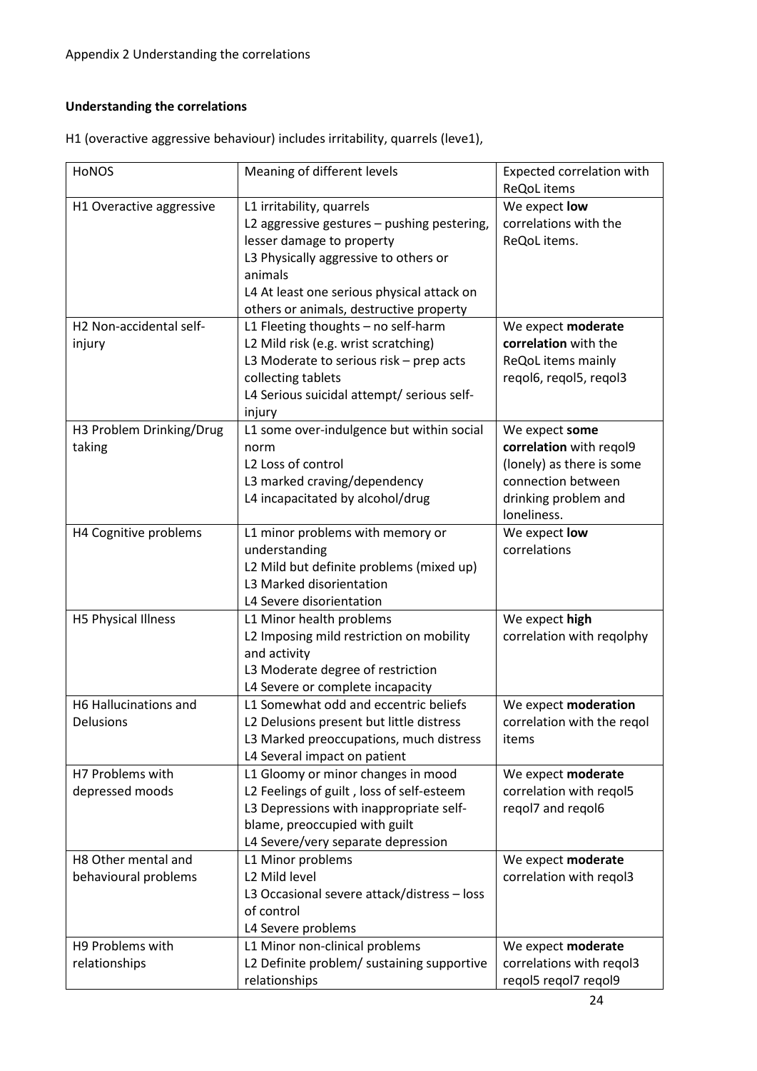Appendix 2 Understanding the correlations

**Understanding the correlations**

H1 (overactive aggressive behaviour) includes irritability, quarrels (leve1),

| HoNOS | Meaning of different levels | Expected correlation with ReQoL items |
|---|---|---|
| H1 Overactive aggressive | L1 irritability, quarrels<br>L2 aggressive gestures – pushing pestering, lesser damage to property<br>L3 Physically aggressive to others or animals<br>L4 At least one serious physical attack on others or animals, destructive property | We expect **low** correlations with the ReQoL items. |
| H2 Non-accidental self-injury | L1 Fleeting thoughts – no self-harm<br>L2 Mild risk (e.g. wrist scratching)<br>L3 Moderate to serious risk – prep acts collecting tablets<br>L4 Serious suicidal attempt/ serious self-injury | We expect **moderate correlation** with the ReQoL items mainly reqol6, reqol5, reqol3 |
| H3 Problem Drinking/Drug taking | L1 some over-indulgence but within social norm<br>L2 Loss of control<br>L3 marked craving/dependency<br>L4 incapacitated by alcohol/drug | We expect **some correlation** with reqol9 (lonely) as there is some connection between drinking problem and loneliness. |
| H4 Cognitive problems | L1 minor problems with memory or understanding<br>L2 Mild but definite problems (mixed up)<br>L3 Marked disorientation<br>L4 Severe disorientation | We expect **low** correlations |
| H5 Physical Illness | L1 Minor health problems<br>L2 Imposing mild restriction on mobility and activity<br>L3 Moderate degree of restriction<br>L4 Severe or complete incapacity | We expect **high** correlation with reqolphy |
| H6 Hallucinations and Delusions | L1 Somewhat odd and eccentric beliefs<br>L2 Delusions present but little distress<br>L3 Marked preoccupations, much distress<br>L4 Several impact on patient | We expect **moderation** correlation with the reqol items |
| H7 Problems with depressed moods | L1 Gloomy or minor changes in mood<br>L2 Feelings of guilt , loss of self-esteem<br>L3 Depressions with inappropriate self-blame, preoccupied with guilt<br>L4 Severe/very separate depression | We expect **moderate** correlation with reqol5 reqol7 and reqol6 |
| H8 Other mental and behavioural problems | L1 Minor problems<br>L2 Mild level<br>L3 Occasional severe attack/distress – loss of control<br>L4 Severe problems | We expect **moderate** correlation with reqol3 |
| H9 Problems with relationships | L1 Minor non-clinical problems<br>L2 Definite problem/ sustaining supportive relationships | We expect **moderate** correlations with reqol3 reqol5 reqol7 reqol9 |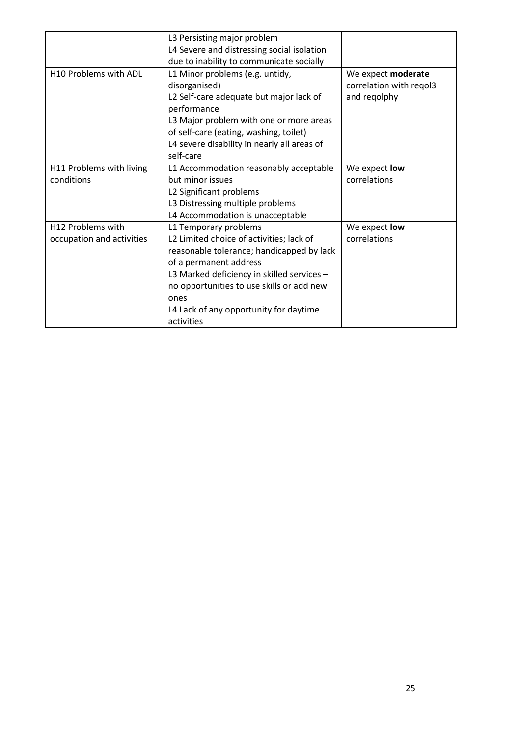| | | |
|---|---|---|
| | L3 Persisting major problem<br>L4 Severe and distressing social isolation due to inability to communicate socially | |
| H10 Problems with ADL | L1 Minor problems (e.g. untidy, disorganised)<br>L2 Self-care adequate but major lack of performance<br>L3 Major problem with one or more areas of self-care (eating, washing, toilet)<br>L4 severe disability in nearly all areas of self-care | We expect **moderate** correlation with reqol3 and reqolphy |
| H11 Problems with living conditions | L1 Accommodation reasonably acceptable but minor issues<br>L2 Significant problems<br>L3 Distressing multiple problems<br>L4 Accommodation is unacceptable | We expect **low** correlations |
| H12 Problems with occupation and activities | L1 Temporary problems<br>L2 Limited choice of activities; lack of reasonable tolerance; handicapped by lack of a permanent address<br>L3 Marked deficiency in skilled services – no opportunities to use skills or add new ones<br>L4 Lack of any opportunity for daytime activities | We expect **low** correlations |